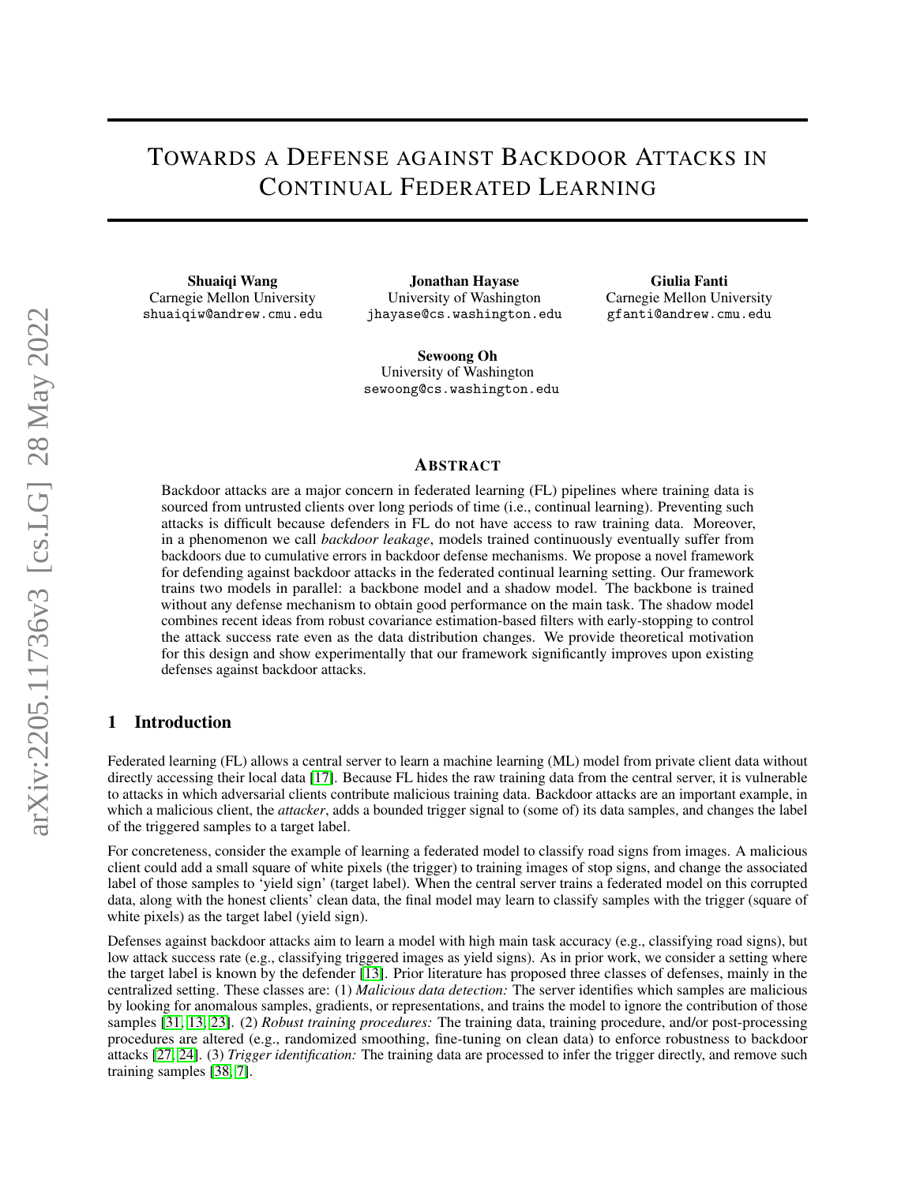# Towards a Defense against Backdoor Attacks in Continual Federated Learning

**Shuaiqi Wang**
Carnegie Mellon University
shuaiqiw@andrew.cmu.edu

**Jonathan Hayase**
University of Washington
jhayase@cs.washington.edu

**Giulia Fanti**
Carnegie Mellon University
gfanti@andrew.cmu.edu

**Sewoong Oh**
University of Washington
sewoong@cs.washington.edu

## Abstract

Backdoor attacks are a major concern in federated learning (FL) pipelines where training data is sourced from untrusted clients over long periods of time (i.e., continual learning). Preventing such attacks is difficult because defenders in FL do not have access to raw training data. Moreover, in a phenomenon we call *backdoor leakage*, models trained continuously eventually suffer from backdoors due to cumulative errors in backdoor defense mechanisms. We propose a novel framework for defending against backdoor attacks in the federated continual learning setting. Our framework trains two models in parallel: a backbone model and a shadow model. The backbone is trained without any defense mechanism to obtain good performance on the main task. The shadow model combines recent ideas from robust covariance estimation-based filters with early-stopping to control the attack success rate even as the data distribution changes. We provide theoretical motivation for this design and show experimentally that our framework significantly improves upon existing defenses against backdoor attacks.

## 1 Introduction

Federated learning (FL) allows a central server to learn a machine learning (ML) model from private client data without directly accessing their local data [17]. Because FL hides the raw training data from the central server, it is vulnerable to attacks in which adversarial clients contribute malicious training data. Backdoor attacks are an important example, in which a malicious client, the *attacker*, adds a bounded trigger signal to (some of) its data samples, and changes the label of the triggered samples to a target label.

For concreteness, consider the example of learning a federated model to classify road signs from images. A malicious client could add a small square of white pixels (the trigger) to training images of stop signs, and change the associated label of those samples to 'yield sign' (target label). When the central server trains a federated model on this corrupted data, along with the honest clients' clean data, the final model may learn to classify samples with the trigger (square of white pixels) as the target label (yield sign).

Defenses against backdoor attacks aim to learn a model with high main task accuracy (e.g., classifying road signs), but low attack success rate (e.g., classifying triggered images as yield signs). As in prior work, we consider a setting where the target label is known by the defender [13]. Prior literature has proposed three classes of defenses, mainly in the centralized setting. These classes are: (1) *Malicious data detection:* The server identifies which samples are malicious by looking for anomalous samples, gradients, or representations, and trains the model to ignore the contribution of those samples [31, 13, 23]. (2) *Robust training procedures:* The training data, training procedure, and/or post-processing procedures are altered (e.g., randomized smoothing, fine-tuning on clean data) to enforce robustness to backdoor attacks [27, 24]. (3) *Trigger identification:* The training data are processed to infer the trigger directly, and remove such training samples [38, 7].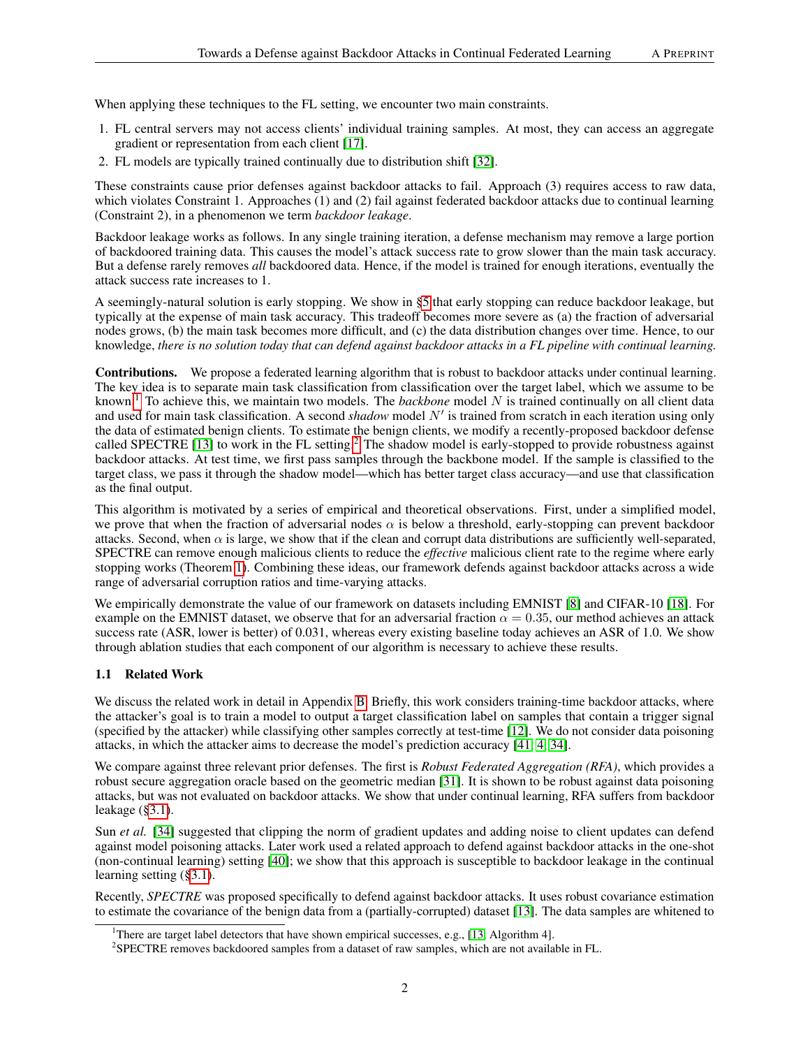When applying these techniques to the FL setting, we encounter two main constraints.

1. FL central servers may not access clients' individual training samples. At most, they can access an aggregate gradient or representation from each client [17].
2. FL models are typically trained continually due to distribution shift [32].

These constraints cause prior defenses against backdoor attacks to fail. Approach (3) requires access to raw data, which violates Constraint 1. Approaches (1) and (2) fail against federated backdoor attacks due to continual learning (Constraint 2), in a phenomenon we term *backdoor leakage*.

Backdoor leakage works as follows. In any single training iteration, a defense mechanism may remove a large portion of backdoored training data. This causes the model's attack success rate to grow slower than the main task accuracy. But a defense rarely removes *all* backdoored data. Hence, if the model is trained for enough iterations, eventually the attack success rate increases to 1.

A seemingly-natural solution is early stopping. We show in §5 that early stopping can reduce backdoor leakage, but typically at the expense of main task accuracy. This tradeoff becomes more severe as (a) the fraction of adversarial nodes grows, (b) the main task becomes more difficult, and (c) the data distribution changes over time. Hence, to our knowledge, *there is no solution today that can defend against backdoor attacks in a FL pipeline with continual learning.*

**Contributions.** We propose a federated learning algorithm that is robust to backdoor attacks under continual learning. The key idea is to separate main task classification from classification over the target label, which we assume to be known.[1] To achieve this, we maintain two models. The *backbone* model $N$ is trained continually on all client data and used for main task classification. A second *shadow* model $N'$ is trained from scratch in each iteration using only the data of estimated benign clients. To estimate the benign clients, we modify a recently-proposed backdoor defense called SPECTRE [13] to work in the FL setting.[2] The shadow model is early-stopped to provide robustness against backdoor attacks. At test time, we first pass samples through the backbone model. If the sample is classified to the target class, we pass it through the shadow model—which has better target class accuracy—and use that classification as the final output.

This algorithm is motivated by a series of empirical and theoretical observations. First, under a simplified model, we prove that when the fraction of adversarial nodes $\alpha$ is below a threshold, early-stopping can prevent backdoor attacks. Second, when $\alpha$ is large, we show that if the clean and corrupt data distributions are sufficiently well-separated, SPECTRE can remove enough malicious clients to reduce the *effective* malicious client rate to the regime where early stopping works (Theorem 1). Combining these ideas, our framework defends against backdoor attacks across a wide range of adversarial corruption ratios and time-varying attacks.

We empirically demonstrate the value of our framework on datasets including EMNIST [8] and CIFAR-10 [18]. For example on the EMNIST dataset, we observe that for an adversarial fraction $\alpha = 0.35$, our method achieves an attack success rate (ASR, lower is better) of 0.031, whereas every existing baseline today achieves an ASR of 1.0. We show through ablation studies that each component of our algorithm is necessary to achieve these results.

### 1.1 Related Work

We discuss the related work in detail in Appendix B. Briefly, this work considers training-time backdoor attacks, where the attacker's goal is to train a model to output a target classification label on samples that contain a trigger signal (specified by the attacker) while classifying other samples correctly at test-time [12]. We do not consider data poisoning attacks, in which the attacker aims to decrease the model's prediction accuracy [41, 4, 34].

We compare against three relevant prior defenses. The first is *Robust Federated Aggregation (RFA)*, which provides a robust secure aggregation oracle based on the geometric median [31]. It is shown to be robust against data poisoning attacks, but was not evaluated on backdoor attacks. We show that under continual learning, RFA suffers from backdoor leakage (§3.1).

Sun *et al.* [34] suggested that clipping the norm of gradient updates and adding noise to client updates can defend against model poisoning attacks. Later work used a related approach to defend against backdoor attacks in the one-shot (non-continual learning) setting [40]; we show that this approach is susceptible to backdoor leakage in the continual learning setting (§3.1).

Recently, *SPECTRE* was proposed specifically to defend against backdoor attacks. It uses robust covariance estimation to estimate the covariance of the benign data from a (partially-corrupted) dataset [13]. The data samples are whitened to

[1] There are target label detectors that have shown empirical successes, e.g., [13, Algorithm 4].

[2] SPECTRE removes backdoored samples from a dataset of raw samples, which are not available in FL.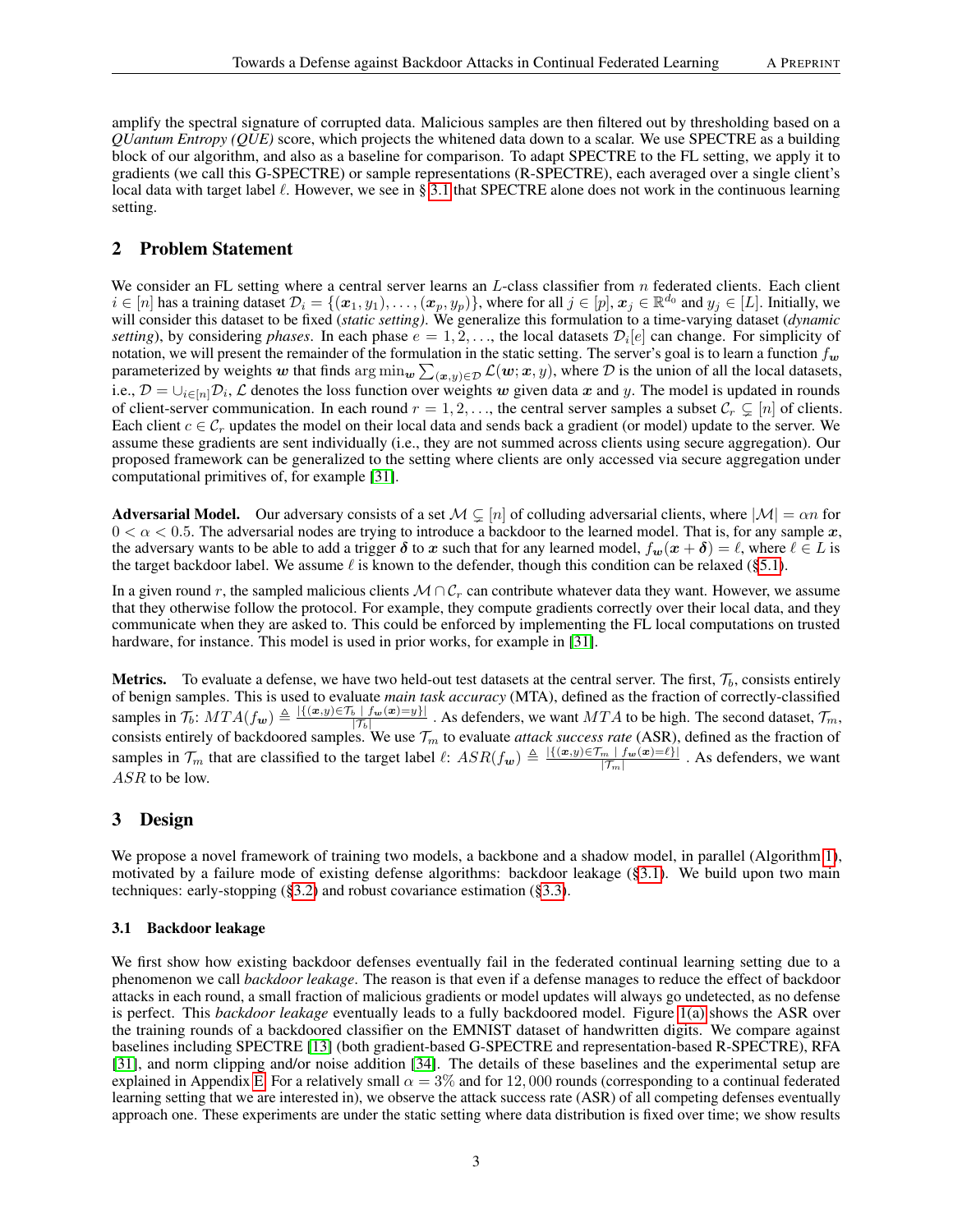amplify the spectral signature of corrupted data. Malicious samples are then filtered out by thresholding based on a *QUantum Entropy (QUE)* score, which projects the whitened data down to a scalar. We use SPECTRE as a building block of our algorithm, and also as a baseline for comparison. To adapt SPECTRE to the FL setting, we apply it to gradients (we call this G-SPECTRE) or sample representations (R-SPECTRE), each averaged over a single client's local data with target label $\ell$. However, we see in § 3.1 that SPECTRE alone does not work in the continuous learning setting.

## 2 Problem Statement

We consider an FL setting where a central server learns an $L$-class classifier from $n$ federated clients. Each client $i \in [n]$ has a training dataset $\mathcal{D}_i = \{(\boldsymbol{x}_1, y_1), \ldots, (\boldsymbol{x}_p, y_p)\}$, where for all $j \in [p]$, $\boldsymbol{x}_j \in \mathbb{R}^{d_0}$ and $y_j \in [L]$. Initially, we will consider this dataset to be fixed (*static setting*). We generalize this formulation to a time-varying dataset (*dynamic setting*), by considering *phases*. In each phase $e = 1, 2, \ldots$, the local datasets $\mathcal{D}_i[e]$ can change. For simplicity of notation, we will present the remainder of the formulation in the static setting. The server's goal is to learn a function $f_{\boldsymbol{w}}$ parameterized by weights $\boldsymbol{w}$ that finds $\arg\min_{\boldsymbol{w}} \sum_{(\boldsymbol{x},y)\in\mathcal{D}} \mathcal{L}(\boldsymbol{w}; \boldsymbol{x}, y)$, where $\mathcal{D}$ is the union of all the local datasets, i.e., $\mathcal{D} = \cup_{i\in[n]}\mathcal{D}_i$, $\mathcal{L}$ denotes the loss function over weights $\boldsymbol{w}$ given data $\boldsymbol{x}$ and $y$. The model is updated in rounds of client-server communication. In each round $r = 1, 2, \ldots$, the central server samples a subset $\mathcal{C}_r \subsetneq [n]$ of clients. Each client $c \in \mathcal{C}_r$ updates the model on their local data and sends back a gradient (or model) update to the server. We assume these gradients are sent individually (i.e., they are not summed across clients using secure aggregation). Our proposed framework can be generalized to the setting where clients are only accessed via secure aggregation under computational primitives of, for example [31].

**Adversarial Model.** Our adversary consists of a set $\mathcal{M} \subsetneq [n]$ of colluding adversarial clients, where $|\mathcal{M}| = \alpha n$ for $0 < \alpha < 0.5$. The adversarial nodes are trying to introduce a backdoor to the learned model. That is, for any sample $\boldsymbol{x}$, the adversary wants to be able to add a trigger $\boldsymbol{\delta}$ to $\boldsymbol{x}$ such that for any learned model, $f_{\boldsymbol{w}}(\boldsymbol{x} + \boldsymbol{\delta}) = \ell$, where $\ell \in L$ is the target backdoor label. We assume $\ell$ is known to the defender, though this condition can be relaxed (§5.1).

In a given round $r$, the sampled malicious clients $\mathcal{M} \cap \mathcal{C}_r$ can contribute whatever data they want. However, we assume that they otherwise follow the protocol. For example, they compute gradients correctly over their local data, and they communicate when they are asked to. This could be enforced by implementing the FL local computations on trusted hardware, for instance. This model is used in prior works, for example in [31].

**Metrics.** To evaluate a defense, we have two held-out test datasets at the central server. The first, $\mathcal{T}_b$, consists entirely of benign samples. This is used to evaluate *main task accuracy* (MTA), defined as the fraction of correctly-classified samples in $\mathcal{T}_b$: $MTA(f_{\boldsymbol{w}}) \triangleq \frac{|\{(\boldsymbol{x},y)\in\mathcal{T}_b \mid f_{\boldsymbol{w}}(\boldsymbol{x})=y\}|}{|\mathcal{T}_b|}$. As defenders, we want $MTA$ to be high. The second dataset, $\mathcal{T}_m$, consists entirely of backdoored samples. We use $\mathcal{T}_m$ to evaluate *attack success rate* (ASR), defined as the fraction of samples in $\mathcal{T}_m$ that are classified to the target label $\ell$: $ASR(f_{\boldsymbol{w}}) \triangleq \frac{|\{(\boldsymbol{x},y)\in\mathcal{T}_m \mid f_{\boldsymbol{w}}(\boldsymbol{x})=\ell\}|}{|\mathcal{T}_m|}$. As defenders, we want $ASR$ to be low.

## 3 Design

We propose a novel framework of training two models, a backbone and a shadow model, in parallel (Algorithm 1), motivated by a failure mode of existing defense algorithms: backdoor leakage (§3.1). We build upon two main techniques: early-stopping (§3.2) and robust covariance estimation (§3.3).

### 3.1 Backdoor leakage

We first show how existing backdoor defenses eventually fail in the federated continual learning setting due to a phenomenon we call *backdoor leakage*. The reason is that even if a defense manages to reduce the effect of backdoor attacks in each round, a small fraction of malicious gradients or model updates will always go undetected, as no defense is perfect. This *backdoor leakage* eventually leads to a fully backdoored model. Figure 1(a) shows the ASR over the training rounds of a backdoored classifier on the EMNIST dataset of handwritten digits. We compare against baselines including SPECTRE [13] (both gradient-based G-SPECTRE and representation-based R-SPECTRE), RFA [31], and norm clipping and/or noise addition [34]. The details of these baselines and the experimental setup are explained in Appendix E. For a relatively small $\alpha = 3\%$ and for $12,000$ rounds (corresponding to a continual federated learning setting that we are interested in), we observe the attack success rate (ASR) of all competing defenses eventually approach one. These experiments are under the static setting where data distribution is fixed over time; we show results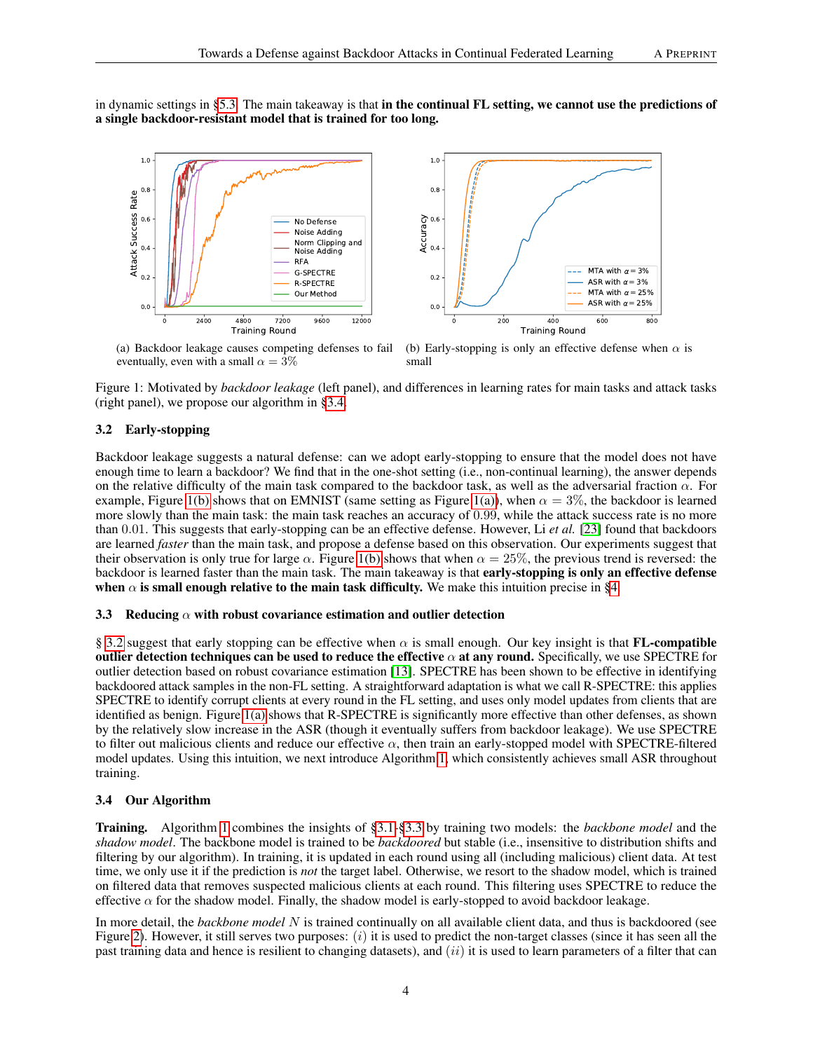in dynamic settings in §5.3. The main takeaway is that **in the continual FL setting, we cannot use the predictions of a single backdoor-resistant model that is trained for too long.**

(a) Backdoor leakage causes competing defenses to fail eventually, even with a small $\alpha = 3\%$

(b) Early-stopping is only an effective defense when $\alpha$ is small

Figure 1: Motivated by *backdoor leakage* (left panel), and differences in learning rates for main tasks and attack tasks (right panel), we propose our algorithm in §3.4.

### 3.2 Early-stopping

Backdoor leakage suggests a natural defense: can we adopt early-stopping to ensure that the model does not have enough time to learn a backdoor? We find that in the one-shot setting (i.e., non-continual learning), the answer depends on the relative difficulty of the main task compared to the backdoor task, as well as the adversarial fraction $\alpha$. For example, Figure 1(b) shows that on EMNIST (same setting as Figure 1(a)), when $\alpha = 3\%$, the backdoor is learned more slowly than the main task: the main task reaches an accuracy of 0.99, while the attack success rate is no more than 0.01. This suggests that early-stopping can be an effective defense. However, Li *et al.* [23] found that backdoors are learned *faster* than the main task, and propose a defense based on this observation. Our experiments suggest that their observation is only true for large $\alpha$. Figure 1(b) shows that when $\alpha = 25\%$, the previous trend is reversed: the backdoor is learned faster than the main task. The main takeaway is that **early-stopping is only an effective defense when $\alpha$ is small enough relative to the main task difficulty.** We make this intuition precise in §4.

### 3.3 Reducing $\alpha$ with robust covariance estimation and outlier detection

§ 3.2 suggest that early stopping can be effective when $\alpha$ is small enough. Our key insight is that **FL-compatible outlier detection techniques can be used to reduce the effective $\alpha$ at any round.** Specifically, we use SPECTRE for outlier detection based on robust covariance estimation [13]. SPECTRE has been shown to be effective in identifying backdoored attack samples in the non-FL setting. A straightforward adaptation is what we call R-SPECTRE: this applies SPECTRE to identify corrupt clients at every round in the FL setting, and uses only model updates from clients that are identified as benign. Figure 1(a) shows that R-SPECTRE is significantly more effective than other defenses, as shown by the relatively slow increase in the ASR (though it eventually suffers from backdoor leakage). We use SPECTRE to filter out malicious clients and reduce our effective $\alpha$, then train an early-stopped model with SPECTRE-filtered model updates. Using this intuition, we next introduce Algorithm 1, which consistently achieves small ASR throughout training.

### 3.4 Our Algorithm

**Training.** Algorithm 1 combines the insights of §3.1-§3.3 by training two models: the *backbone model* and the *shadow model*. The backbone model is trained to be *backdoored* but stable (i.e., insensitive to distribution shifts and filtering by our algorithm). In training, it is updated in each round using all (including malicious) client data. At test time, we only use it if the prediction is *not* the target label. Otherwise, we resort to the shadow model, which is trained on filtered data that removes suspected malicious clients at each round. This filtering uses SPECTRE to reduce the effective $\alpha$ for the shadow model. Finally, the shadow model is early-stopped to avoid backdoor leakage.

In more detail, the *backbone model* $N$ is trained continually on all available client data, and thus is backdoored (see Figure 2). However, it still serves two purposes: $(i)$ it is used to predict the non-target classes (since it has seen all the past training data and hence is resilient to changing datasets), and $(ii)$ it is used to learn parameters of a filter that can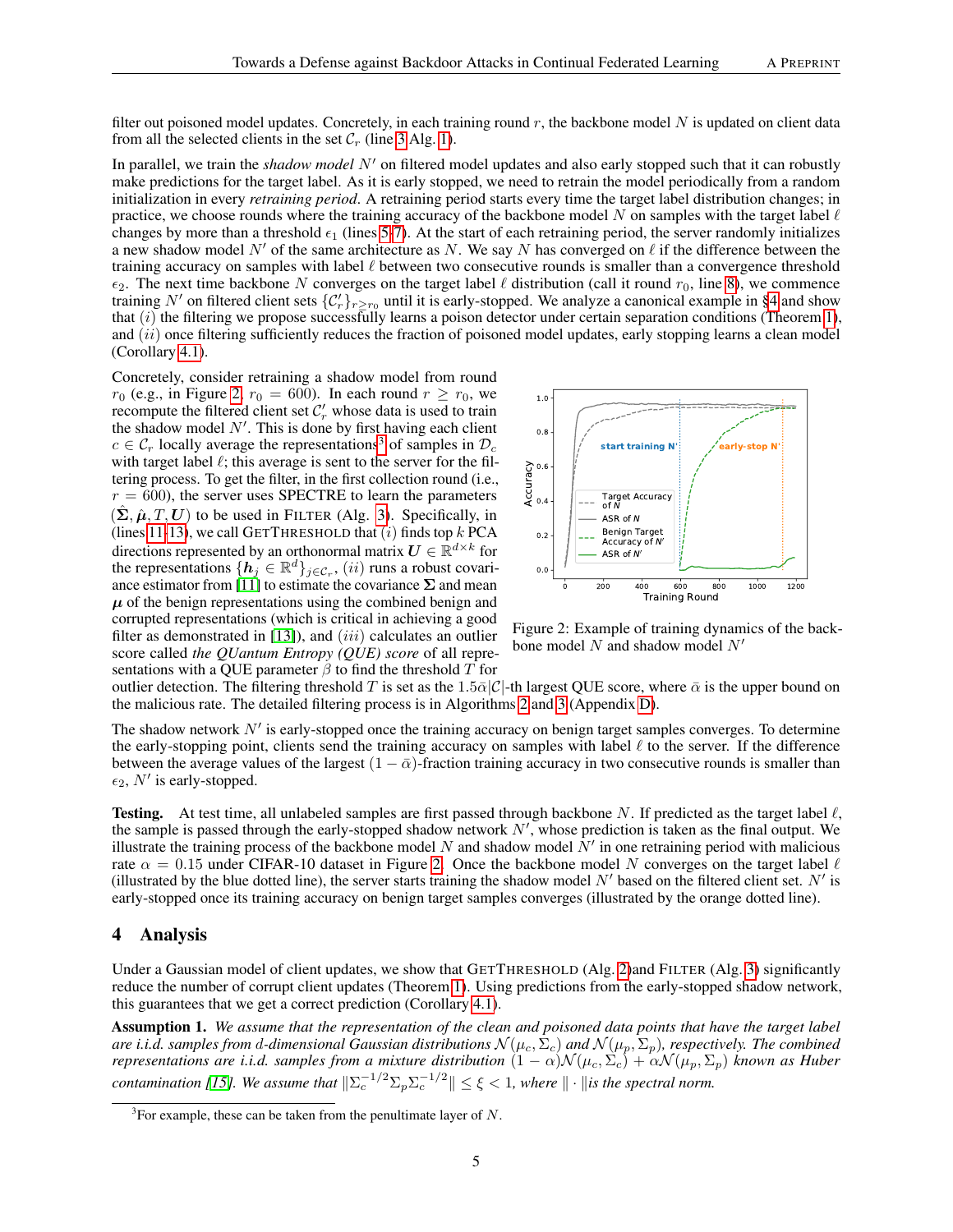filter out poisoned model updates. Concretely, in each training round $r$, the backbone model $N$ is updated on client data from all the selected clients in the set $\mathcal{C}_r$ (line 3 Alg. 1).

In parallel, we train the *shadow model* $N'$ on filtered model updates and also early stopped such that it can robustly make predictions for the target label. As it is early stopped, we need to retrain the model periodically from a random initialization in every *retraining period*. A retraining period starts every time the target label distribution changes; in practice, we choose rounds where the training accuracy of the backbone model $N$ on samples with the target label $\ell$ changes by more than a threshold $\epsilon_1$ (lines 5-7). At the start of each retraining period, the server randomly initializes a new shadow model $N'$ of the same architecture as $N$. We say $N$ has converged on $\ell$ if the difference between the training accuracy on samples with label $\ell$ between two consecutive rounds is smaller than a convergence threshold $\epsilon_2$. The next time backbone $N$ converges on the target label $\ell$ distribution (call it round $r_0$, line 8), we commence training $N'$ on filtered client sets $\{\mathcal{C}'_r\}_{r \geq r_0}$ until it is early-stopped. We analyze a canonical example in §4 and show that $(i)$ the filtering we propose successfully learns a poison detector under certain separation conditions (Theorem 1), and $(ii)$ once filtering sufficiently reduces the fraction of poisoned model updates, early stopping learns a clean model (Corollary 4.1).

Concretely, consider retraining a shadow model from round $r_0$ (e.g., in Figure 2, $r_0 = 600$). In each round $r \geq r_0$, we recompute the filtered client set $\mathcal{C}'_r$ whose data is used to train the shadow model $N'$. This is done by first having each client $c \in \mathcal{C}_r$ locally average the representations[3] of samples in $\mathcal{D}_c$ with target label $\ell$; this average is sent to the server for the filtering process. To get the filter, in the first collection round (i.e., $r = 600$), the server uses SPECTRE to learn the parameters $(\hat{\boldsymbol{\Sigma}}, \hat{\boldsymbol{\mu}}, T, \boldsymbol{U})$ to be used in FILTER (Alg. 3). Specifically, in (lines 11-13), we call GETTHRESHOLD that $(i)$ finds top $k$ PCA directions represented by an orthonormal matrix $\boldsymbol{U} \in \mathbb{R}^{d \times k}$ for the representations $\{\boldsymbol{h}_j \in \mathbb{R}^d\}_{j \in \mathcal{C}_r}$, $(ii)$ runs a robust covariance estimator from [11] to estimate the covariance $\boldsymbol{\Sigma}$ and mean $\boldsymbol{\mu}$ of the benign representations using the combined benign and corrupted representations (which is critical in achieving a good filter as demonstrated in [13]), and $(iii)$ calculates an outlier score called *the QUantum Entropy (QUE) score* of all representations with a QUE parameter $\beta$ to find the threshold $T$ for outlier detection. The filtering threshold $T$ is set as the $1.5\bar{\alpha}|\mathcal{C}|$-th largest QUE score, where $\bar{\alpha}$ is the upper bound on the malicious rate. The detailed filtering process is in Algorithms 2 and 3 (Appendix D).

Figure 2: Example of training dynamics of the backbone model $N$ and shadow model $N'$

The shadow network $N'$ is early-stopped once the training accuracy on benign target samples converges. To determine the early-stopping point, clients send the training accuracy on samples with label $\ell$ to the server. If the difference between the average values of the largest $(1 - \bar{\alpha})$-fraction training accuracy in two consecutive rounds is smaller than $\epsilon_2$, $N'$ is early-stopped.

**Testing.** At test time, all unlabeled samples are first passed through backbone $N$. If predicted as the target label $\ell$, the sample is passed through the early-stopped shadow network $N'$, whose prediction is taken as the final output. We illustrate the training process of the backbone model $N$ and shadow model $N'$ in one retraining period with malicious rate $\alpha = 0.15$ under CIFAR-10 dataset in Figure 2. Once the backbone model $N$ converges on the target label $\ell$ (illustrated by the blue dotted line), the server starts training the shadow model $N'$ based on the filtered client set. $N'$ is early-stopped once its training accuracy on benign target samples converges (illustrated by the orange dotted line).

## 4 Analysis

Under a Gaussian model of client updates, we show that GETTHRESHOLD (Alg. 2)and FILTER (Alg. 3) significantly reduce the number of corrupt client updates (Theorem 1). Using predictions from the early-stopped shadow network, this guarantees that we get a correct prediction (Corollary 4.1).

**Assumption 1.** *We assume that the representation of the clean and poisoned data points that have the target label are i.i.d. samples from $d$-dimensional Gaussian distributions $\mathcal{N}(\mu_c, \Sigma_c)$ and $\mathcal{N}(\mu_p, \Sigma_p)$, respectively. The combined representations are i.i.d. samples from a mixture distribution $(1-\alpha)\mathcal{N}(\mu_c, \Sigma_c) + \alpha\mathcal{N}(\mu_p, \Sigma_p)$ known as Huber contamination [15]. We assume that $\|\Sigma_c^{-1/2}\Sigma_p\Sigma_c^{-1/2}\| \leq \xi < 1$, where $\|\cdot\|$is the spectral norm.*

[3] For example, these can be taken from the penultimate layer of $N$.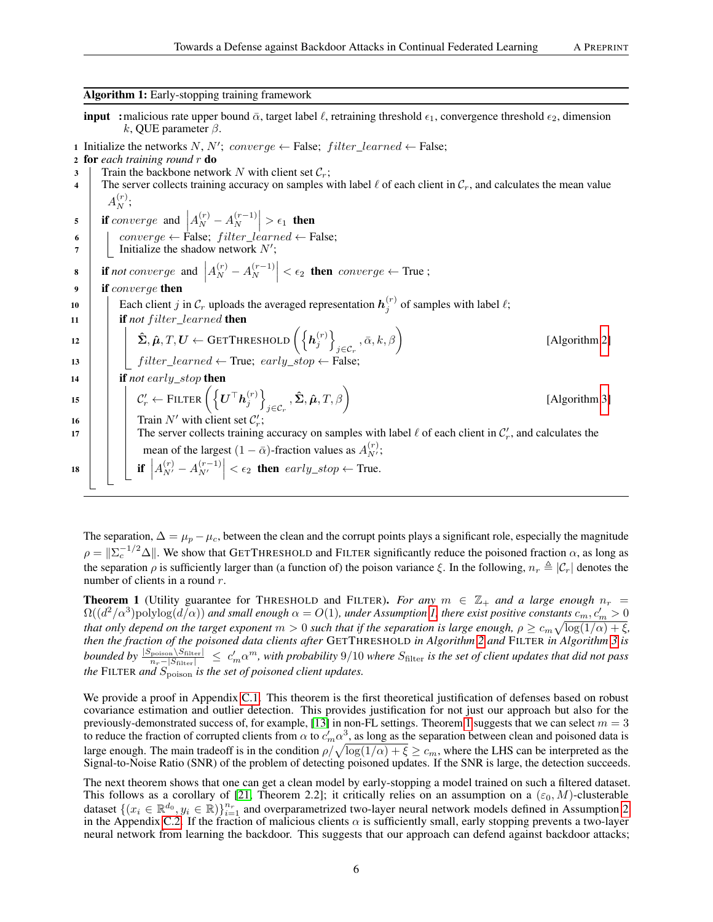**Algorithm 1:** Early-stopping training framework

**input** : malicious rate upper bound $\bar{\alpha}$, target label $\ell$, retraining threshold $\epsilon_1$, convergence threshold $\epsilon_2$, dimension $k$, QUE parameter $\beta$.

```
1  Initialize the networks N, N'; converge ← False; filter_learned ← False;
2  for each training round r do
3      Train the backbone network N with client set C_r;
4      The server collects training accuracy on samples with label ℓ of each client in C_r, and calculates the mean value A_N^(r);
5      if converge and |A_N^(r) − A_N^(r−1)| > ε_1 then
6          converge ← False; filter_learned ← False;
7          Initialize the shadow network N';
8      if not converge and |A_N^(r) − A_N^(r−1)| < ε_2 then converge ← True ;
9      if converge then
10         Each client j in C_r uploads the averaged representation h_j^(r) of samples with label ℓ;
11         if not filter_learned then
12             Σ̂, μ̂, T, U ← GetThreshold({h_j^(r)}_{j∈C_r}, ᾱ, k, β)          [Algorithm 2]
13             filter_learned ← True; early_stop ← False;
14         if not early_stop then
15             C'_r ← Filter({U^⊤ h_j^(r)}_{j∈C_r}, Σ̂, μ̂, T, β)              [Algorithm 3]
16             Train N' with client set C'_r;
17             The server collects training accuracy on samples with label ℓ of each client in C'_r, and calculates the mean of the largest (1 − ᾱ)-fraction values as A_{N'}^(r);
18             if |A_{N'}^(r) − A_{N'}^(r−1)| < ε_2 then early_stop ← True.
```

The separation, $\Delta = \mu_p - \mu_c$, between the clean and the corrupt points plays a significant role, especially the magnitude $\rho = \|\Sigma_c^{-1/2}\Delta\|$. We show that GetThreshold and Filter significantly reduce the poisoned fraction $\alpha$, as long as the separation $\rho$ is sufficiently larger than (a function of) the poison variance $\xi$. In the following, $n_r \triangleq |\mathcal{C}_r|$ denotes the number of clients in a round $r$.

**Theorem 1** (Utility guarantee for Threshold and Filter). *For any $m \in \mathbb{Z}_+$ and a large enough $n_r = \Omega((d^2/\alpha^3)\text{polylog}(d/\alpha))$ and small enough $\alpha = O(1)$, under Assumption 1, there exist positive constants $c_m, c'_m > 0$ that only depend on the target exponent $m > 0$ such that if the separation is large enough, $\rho \geq c_m\sqrt{\log(1/\alpha) + \xi}$, then the fraction of the poisoned data clients after* GetThreshold *in Algorithm 2 and* Filter *in Algorithm 3 is bounded by $\frac{|S_{\text{poison}} \setminus S_{\text{filter}}|}{n_r - |S_{\text{filter}}|} \leq c'_m\alpha^m$, with probability $9/10$ where $S_{\text{filter}}$ is the set of client updates that did not pass the* Filter *and $S_{\text{poison}}$ is the set of poisoned client updates.*

We provide a proof in Appendix C.1. This theorem is the first theoretical justification of defenses based on robust covariance estimation and outlier detection. This provides justification for not just our approach but also for the previously-demonstrated success of, for example, [13] in non-FL settings. Theorem 1 suggests that we can select $m = 3$ to reduce the fraction of corrupted clients from $\alpha$ to $c'_m\alpha^3$, as long as the separation between clean and poisoned data is large enough. The main tradeoff is in the condition $\rho/\sqrt{\log(1/\alpha) + \xi} \geq c_m$, where the LHS can be interpreted as the Signal-to-Noise Ratio (SNR) of the problem of detecting poisoned updates. If the SNR is large, the detection succeeds.

The next theorem shows that one can get a clean model by early-stopping a model trained on such a filtered dataset. This follows as a corollary of [21, Theorem 2.2]; it critically relies on an assumption on a $(\varepsilon_0, M)$-clusterable dataset $\{(x_i \in \mathbb{R}^{d_0}, y_i \in \mathbb{R})\}_{i=1}^{n_r}$ and overparametrized two-layer neural network models defined in Assumption 2 in the Appendix C.2. If the fraction of malicious clients $\alpha$ is sufficiently small, early stopping prevents a two-layer neural network from learning the backdoor. This suggests that our approach can defend against backdoor attacks;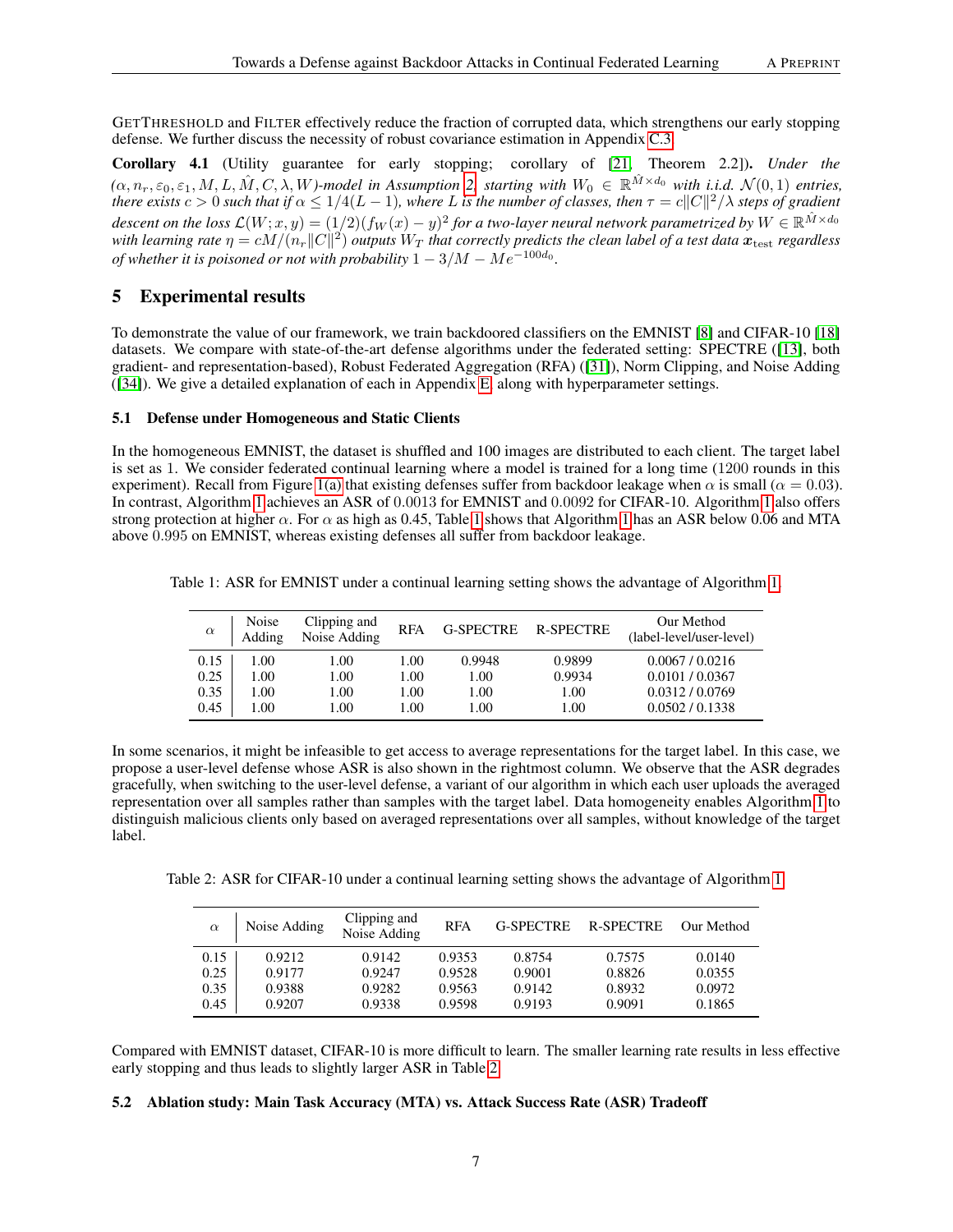GetThreshold and Filter effectively reduce the fraction of corrupted data, which strengthens our early stopping defense. We further discuss the necessity of robust covariance estimation in Appendix C.3.

**Corollary 4.1** (Utility guarantee for early stopping; corollary of [21, Theorem 2.2]). *Under the $(\alpha, n_r, \varepsilon_0, \varepsilon_1, M, L, \hat{M}, C, \lambda, W)$-model in Assumption 2, starting with $W_0 \in \mathbb{R}^{\hat{M}\times d_0}$ with i.i.d. $\mathcal{N}(0,1)$ entries, there exists $c > 0$ such that if $\alpha \leq 1/4(L-1)$, where $L$ is the number of classes, then $\tau = c\|C\|^2/\lambda$ steps of gradient descent on the loss $\mathcal{L}(W; x, y) = (1/2)(f_W(x) - y)^2$ for a two-layer neural network parametrized by $W \in \mathbb{R}^{\hat{M}\times d_0}$ with learning rate $\eta = cM/(n_r\|C\|^2)$ outputs $W_T$ that correctly predicts the clean label of a test data $\boldsymbol{x}_{\text{test}}$ regardless of whether it is poisoned or not with probability $1 - 3/M - Me^{-100d_0}$.*

# 5 Experimental results

To demonstrate the value of our framework, we train backdoored classifiers on the EMNIST [8] and CIFAR-10 [18] datasets. We compare with state-of-the-art defense algorithms under the federated setting: SPECTRE ([13], both gradient- and representation-based), Robust Federated Aggregation (RFA) ([31]), Norm Clipping, and Noise Adding ([34]). We give a detailed explanation of each in Appendix E, along with hyperparameter settings.

## 5.1 Defense under Homogeneous and Static Clients

In the homogeneous EMNIST, the dataset is shuffled and 100 images are distributed to each client. The target label is set as 1. We consider federated continual learning where a model is trained for a long time (1200 rounds in this experiment). Recall from Figure 1(a) that existing defenses suffer from backdoor leakage when $\alpha$ is small ($\alpha = 0.03$). In contrast, Algorithm 1 achieves an ASR of 0.0013 for EMNIST and 0.0092 for CIFAR-10. Algorithm 1 also offers strong protection at higher $\alpha$. For $\alpha$ as high as 0.45, Table 1 shows that Algorithm 1 has an ASR below 0.06 and MTA above 0.995 on EMNIST, whereas existing defenses all suffer from backdoor leakage.

Table 1: ASR for EMNIST under a continual learning setting shows the advantage of Algorithm 1.

| $\alpha$ | Noise Adding | Clipping and Noise Adding | RFA | G-SPECTRE | R-SPECTRE | Our Method (label-level/user-level) |
|---|---|---|---|---|---|---|
| 0.15 | 1.00 | 1.00 | 1.00 | 0.9948 | 0.9899 | 0.0067 / 0.0216 |
| 0.25 | 1.00 | 1.00 | 1.00 | 1.00 | 0.9934 | 0.0101 / 0.0367 |
| 0.35 | 1.00 | 1.00 | 1.00 | 1.00 | 1.00 | 0.0312 / 0.0769 |
| 0.45 | 1.00 | 1.00 | 1.00 | 1.00 | 1.00 | 0.0502 / 0.1338 |

In some scenarios, it might be infeasible to get access to average representations for the target label. In this case, we propose a user-level defense whose ASR is also shown in the rightmost column. We observe that the ASR degrades gracefully, when switching to the user-level defense, a variant of our algorithm in which each user uploads the averaged representation over all samples rather than samples with the target label. Data homogeneity enables Algorithm 1 to distinguish malicious clients only based on averaged representations over all samples, without knowledge of the target label.

Table 2: ASR for CIFAR-10 under a continual learning setting shows the advantage of Algorithm 1.

| $\alpha$ | Noise Adding | Clipping and Noise Adding | RFA | G-SPECTRE | R-SPECTRE | Our Method |
|---|---|---|---|---|---|---|
| 0.15 | 0.9212 | 0.9142 | 0.9353 | 0.8754 | 0.7575 | 0.0140 |
| 0.25 | 0.9177 | 0.9247 | 0.9528 | 0.9001 | 0.8826 | 0.0355 |
| 0.35 | 0.9388 | 0.9282 | 0.9563 | 0.9142 | 0.8932 | 0.0972 |
| 0.45 | 0.9207 | 0.9338 | 0.9598 | 0.9193 | 0.9091 | 0.1865 |

Compared with EMNIST dataset, CIFAR-10 is more difficult to learn. The smaller learning rate results in less effective early stopping and thus leads to slightly larger ASR in Table 2.

## 5.2 Ablation study: Main Task Accuracy (MTA) vs. Attack Success Rate (ASR) Tradeoff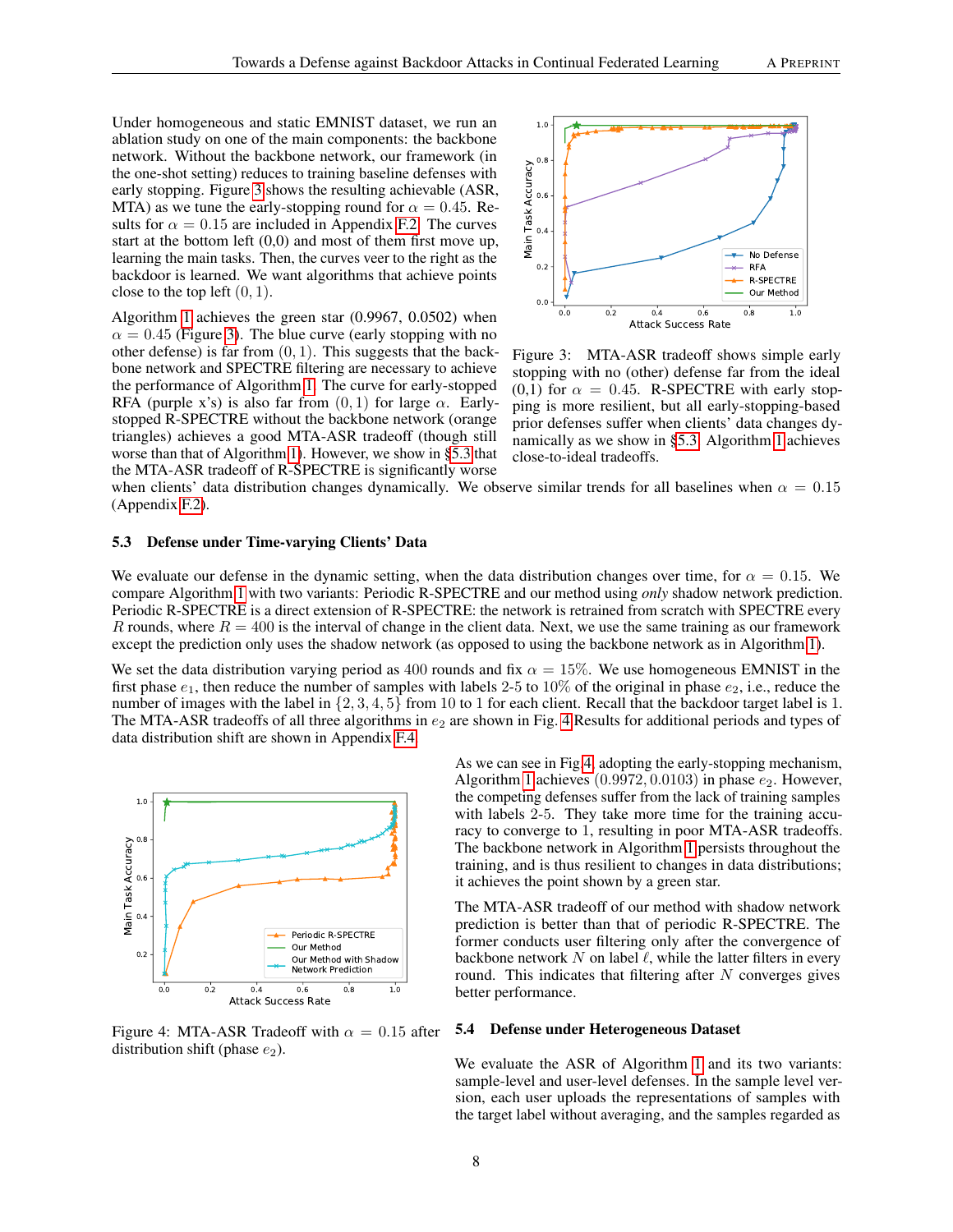Under homogeneous and static EMNIST dataset, we run an ablation study on one of the main components: the backbone network. Without the backbone network, our framework (in the one-shot setting) reduces to training baseline defenses with early stopping. Figure 3 shows the resulting achievable (ASR, MTA) as we tune the early-stopping round for $\alpha = 0.45$. Results for $\alpha = 0.15$ are included in Appendix F.2. The curves start at the bottom left (0,0) and most of them first move up, learning the main tasks. Then, the curves veer to the right as the backdoor is learned. We want algorithms that achieve points close to the top left $(0, 1)$.

Algorithm 1 achieves the green star (0.9967, 0.0502) when $\alpha = 0.45$ (Figure 3). The blue curve (early stopping with no other defense) is far from $(0, 1)$. This suggests that the backbone network and SPECTRE filtering are necessary to achieve the performance of Algorithm 1. The curve for early-stopped RFA (purple x's) is also far from $(0, 1)$ for large $\alpha$. Early-stopped R-SPECTRE without the backbone network (orange triangles) achieves a good MTA-ASR tradeoff (though still worse than that of Algorithm 1). However, we show in §5.3 that the MTA-ASR tradeoff of R-SPECTRE is significantly worse when clients' data distribution changes dynamically. We observe similar trends for all baselines when $\alpha = 0.15$ (Appendix F.2).

Figure 3: MTA-ASR tradeoff shows simple early stopping with no (other) defense far from the ideal (0,1) for $\alpha = 0.45$. R-SPECTRE with early stopping is more resilient, but all early-stopping-based prior defenses suffer when clients' data changes dynamically as we show in §5.3. Algorithm 1 achieves close-to-ideal tradeoffs.

### 5.3 Defense under Time-varying Clients' Data

We evaluate our defense in the dynamic setting, when the data distribution changes over time, for $\alpha = 0.15$. We compare Algorithm 1 with two variants: Periodic R-SPECTRE and our method using *only* shadow network prediction. Periodic R-SPECTRE is a direct extension of R-SPECTRE: the network is retrained from scratch with SPECTRE every $R$ rounds, where $R = 400$ is the interval of change in the client data. Next, we use the same training as our framework except the prediction only uses the shadow network (as opposed to using the backbone network as in Algorithm 1).

We set the data distribution varying period as 400 rounds and fix $\alpha = 15\%$. We use homogeneous EMNIST in the first phase $e_1$, then reduce the number of samples with labels 2-5 to 10% of the original in phase $e_2$, i.e., reduce the number of images with the label in $\{2, 3, 4, 5\}$ from 10 to 1 for each client. Recall that the backdoor target label is 1. The MTA-ASR tradeoffs of all three algorithms in $e_2$ are shown in Fig. 4 Results for additional periods and types of data distribution shift are shown in Appendix F.4.

Figure 4: MTA-ASR Tradeoff with $\alpha = 0.15$ after distribution shift (phase $e_2$).

As we can see in Fig 4, adopting the early-stopping mechanism, Algorithm 1 achieves $(0.9972, 0.0103)$ in phase $e_2$. However, the competing defenses suffer from the lack of training samples with labels 2-5. They take more time for the training accuracy to converge to 1, resulting in poor MTA-ASR tradeoffs. The backbone network in Algorithm 1 persists throughout the training, and is thus resilient to changes in data distributions; it achieves the point shown by a green star.

The MTA-ASR tradeoff of our method with shadow network prediction is better than that of periodic R-SPECTRE. The former conducts user filtering only after the convergence of backbone network $N$ on label $\ell$, while the latter filters in every round. This indicates that filtering after $N$ converges gives better performance.

### 5.4 Defense under Heterogeneous Dataset

We evaluate the ASR of Algorithm 1 and its two variants: sample-level and user-level defenses. In the sample level version, each user uploads the representations of samples with the target label without averaging, and the samples regarded as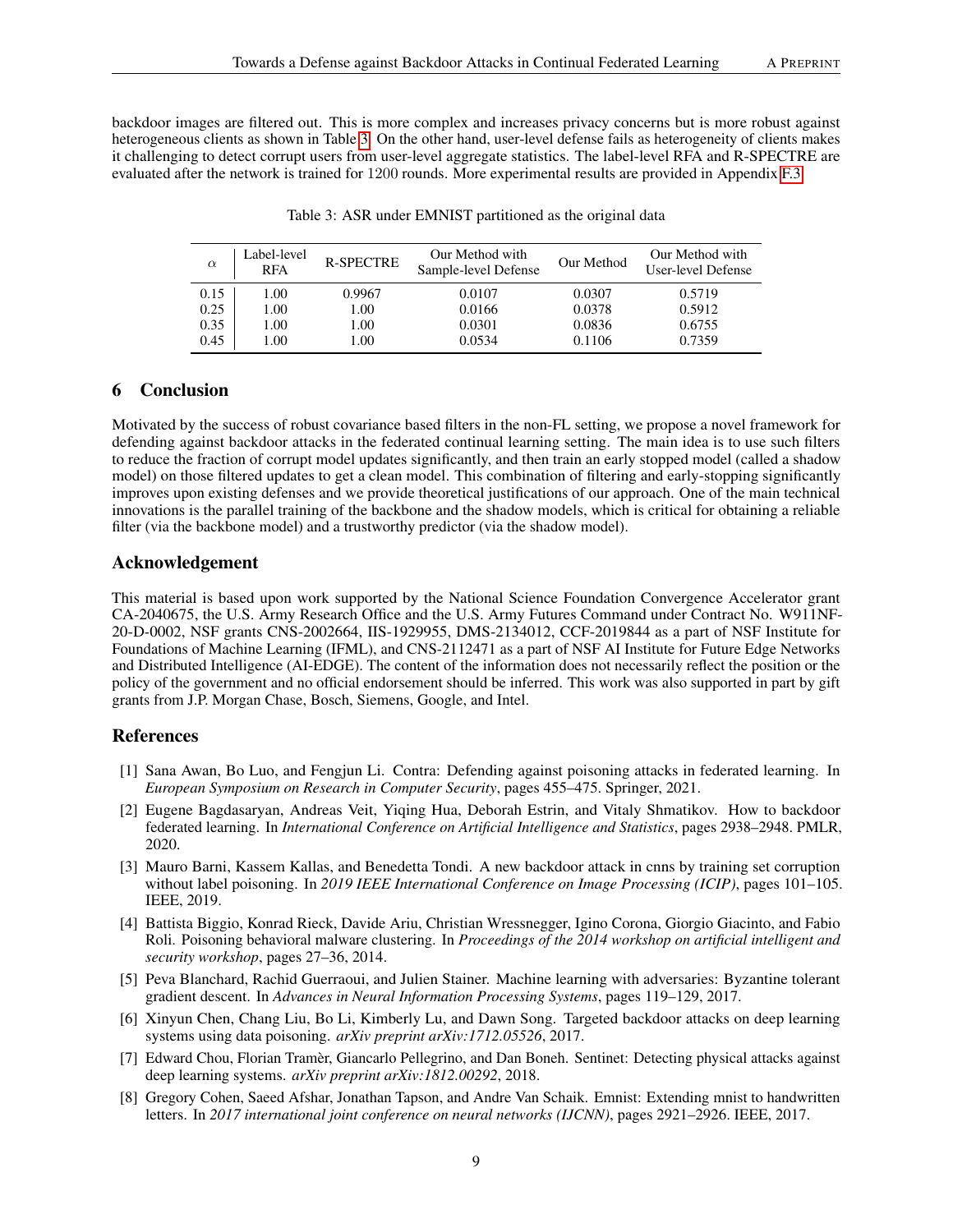backdoor images are filtered out. This is more complex and increases privacy concerns but is more robust against heterogeneous clients as shown in Table 3. On the other hand, user-level defense fails as heterogeneity of clients makes it challenging to detect corrupt users from user-level aggregate statistics. The label-level RFA and R-SPECTRE are evaluated after the network is trained for 1200 rounds. More experimental results are provided in Appendix F.3.

Table 3: ASR under EMNIST partitioned as the original data

| $\alpha$ | Label-level RFA | R-SPECTRE | Our Method with Sample-level Defense | Our Method | Our Method with User-level Defense |
|---|---|---|---|---|---|
| 0.15 | 1.00 | 0.9967 | 0.0107 | 0.0307 | 0.5719 |
| 0.25 | 1.00 | 1.00 | 0.0166 | 0.0378 | 0.5912 |
| 0.35 | 1.00 | 1.00 | 0.0301 | 0.0836 | 0.6755 |
| 0.45 | 1.00 | 1.00 | 0.0534 | 0.1106 | 0.7359 |

## 6 Conclusion

Motivated by the success of robust covariance based filters in the non-FL setting, we propose a novel framework for defending against backdoor attacks in the federated continual learning setting. The main idea is to use such filters to reduce the fraction of corrupt model updates significantly, and then train an early stopped model (called a shadow model) on those filtered updates to get a clean model. This combination of filtering and early-stopping significantly improves upon existing defenses and we provide theoretical justifications of our approach. One of the main technical innovations is the parallel training of the backbone and the shadow models, which is critical for obtaining a reliable filter (via the backbone model) and a trustworthy predictor (via the shadow model).

## Acknowledgement

This material is based upon work supported by the National Science Foundation Convergence Accelerator grant CA-2040675, the U.S. Army Research Office and the U.S. Army Futures Command under Contract No. W911NF-20-D-0002, NSF grants CNS-2002664, IIS-1929955, DMS-2134012, CCF-2019844 as a part of NSF Institute for Foundations of Machine Learning (IFML), and CNS-2112471 as a part of NSF AI Institute for Future Edge Networks and Distributed Intelligence (AI-EDGE). The content of the information does not necessarily reflect the position or the policy of the government and no official endorsement should be inferred. This work was also supported in part by gift grants from J.P. Morgan Chase, Bosch, Siemens, Google, and Intel.

## References

[1] Sana Awan, Bo Luo, and Fengjun Li. Contra: Defending against poisoning attacks in federated learning. In *European Symposium on Research in Computer Security*, pages 455–475. Springer, 2021.

[2] Eugene Bagdasaryan, Andreas Veit, Yiqing Hua, Deborah Estrin, and Vitaly Shmatikov. How to backdoor federated learning. In *International Conference on Artificial Intelligence and Statistics*, pages 2938–2948. PMLR, 2020.

[3] Mauro Barni, Kassem Kallas, and Benedetta Tondi. A new backdoor attack in cnns by training set corruption without label poisoning. In *2019 IEEE International Conference on Image Processing (ICIP)*, pages 101–105. IEEE, 2019.

[4] Battista Biggio, Konrad Rieck, Davide Ariu, Christian Wressnegger, Igino Corona, Giorgio Giacinto, and Fabio Roli. Poisoning behavioral malware clustering. In *Proceedings of the 2014 workshop on artificial intelligent and security workshop*, pages 27–36, 2014.

[5] Peva Blanchard, Rachid Guerraoui, and Julien Stainer. Machine learning with adversaries: Byzantine tolerant gradient descent. In *Advances in Neural Information Processing Systems*, pages 119–129, 2017.

[6] Xinyun Chen, Chang Liu, Bo Li, Kimberly Lu, and Dawn Song. Targeted backdoor attacks on deep learning systems using data poisoning. *arXiv preprint arXiv:1712.05526*, 2017.

[7] Edward Chou, Florian Tramèr, Giancarlo Pellegrino, and Dan Boneh. Sentinet: Detecting physical attacks against deep learning systems. *arXiv preprint arXiv:1812.00292*, 2018.

[8] Gregory Cohen, Saeed Afshar, Jonathan Tapson, and Andre Van Schaik. Emnist: Extending mnist to handwritten letters. In *2017 international joint conference on neural networks (IJCNN)*, pages 2921–2926. IEEE, 2017.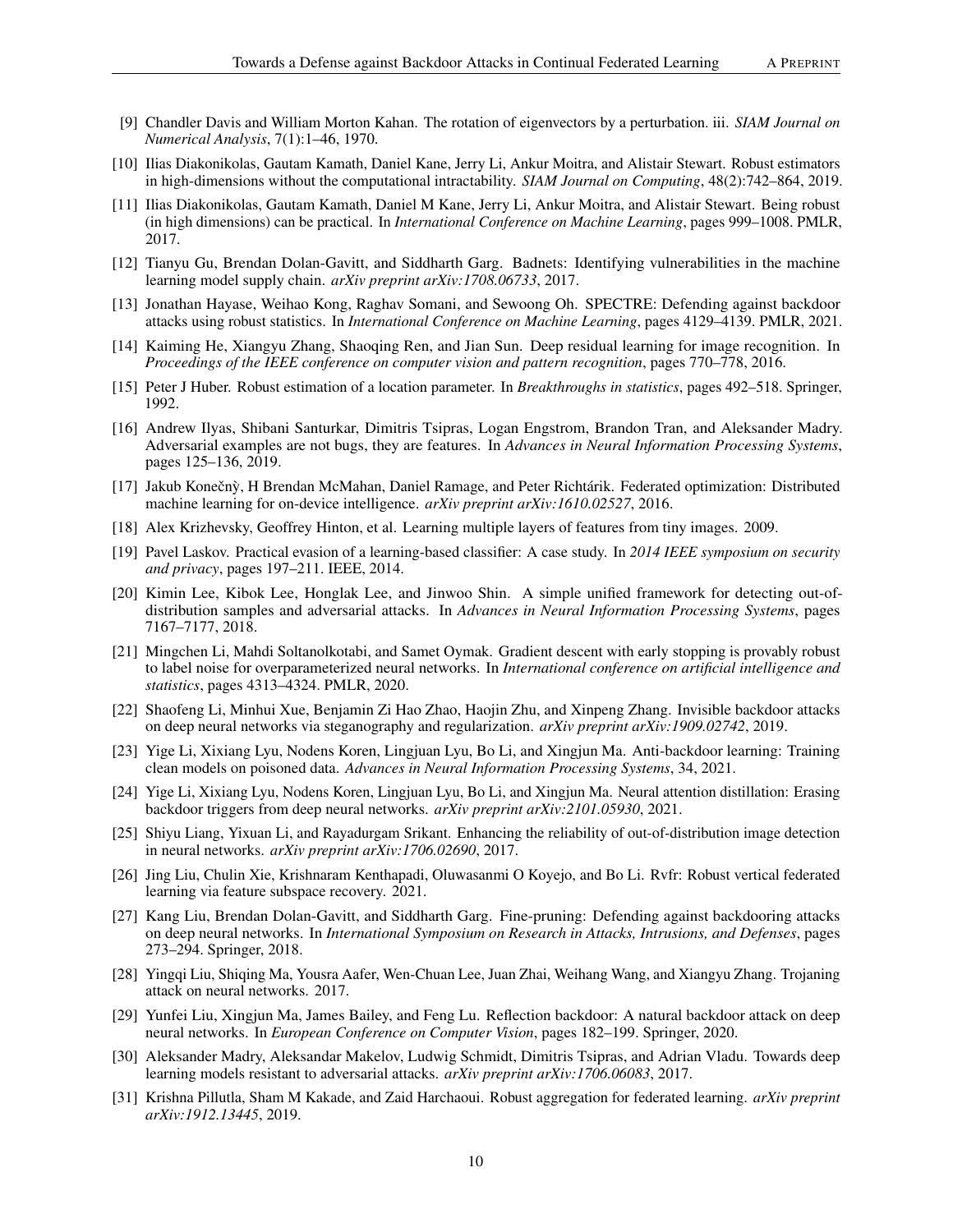[9] Chandler Davis and William Morton Kahan. The rotation of eigenvectors by a perturbation. iii. *SIAM Journal on Numerical Analysis*, 7(1):1–46, 1970.

[10] Ilias Diakonikolas, Gautam Kamath, Daniel Kane, Jerry Li, Ankur Moitra, and Alistair Stewart. Robust estimators in high-dimensions without the computational intractability. *SIAM Journal on Computing*, 48(2):742–864, 2019.

[11] Ilias Diakonikolas, Gautam Kamath, Daniel M Kane, Jerry Li, Ankur Moitra, and Alistair Stewart. Being robust (in high dimensions) can be practical. In *International Conference on Machine Learning*, pages 999–1008. PMLR, 2017.

[12] Tianyu Gu, Brendan Dolan-Gavitt, and Siddharth Garg. Badnets: Identifying vulnerabilities in the machine learning model supply chain. *arXiv preprint arXiv:1708.06733*, 2017.

[13] Jonathan Hayase, Weihao Kong, Raghav Somani, and Sewoong Oh. SPECTRE: Defending against backdoor attacks using robust statistics. In *International Conference on Machine Learning*, pages 4129–4139. PMLR, 2021.

[14] Kaiming He, Xiangyu Zhang, Shaoqing Ren, and Jian Sun. Deep residual learning for image recognition. In *Proceedings of the IEEE conference on computer vision and pattern recognition*, pages 770–778, 2016.

[15] Peter J Huber. Robust estimation of a location parameter. In *Breakthroughs in statistics*, pages 492–518. Springer, 1992.

[16] Andrew Ilyas, Shibani Santurkar, Dimitris Tsipras, Logan Engstrom, Brandon Tran, and Aleksander Madry. Adversarial examples are not bugs, they are features. In *Advances in Neural Information Processing Systems*, pages 125–136, 2019.

[17] Jakub Konečnỳ, H Brendan McMahan, Daniel Ramage, and Peter Richtárik. Federated optimization: Distributed machine learning for on-device intelligence. *arXiv preprint arXiv:1610.02527*, 2016.

[18] Alex Krizhevsky, Geoffrey Hinton, et al. Learning multiple layers of features from tiny images. 2009.

[19] Pavel Laskov. Practical evasion of a learning-based classifier: A case study. In *2014 IEEE symposium on security and privacy*, pages 197–211. IEEE, 2014.

[20] Kimin Lee, Kibok Lee, Honglak Lee, and Jinwoo Shin. A simple unified framework for detecting out-of-distribution samples and adversarial attacks. In *Advances in Neural Information Processing Systems*, pages 7167–7177, 2018.

[21] Mingchen Li, Mahdi Soltanolkotabi, and Samet Oymak. Gradient descent with early stopping is provably robust to label noise for overparameterized neural networks. In *International conference on artificial intelligence and statistics*, pages 4313–4324. PMLR, 2020.

[22] Shaofeng Li, Minhui Xue, Benjamin Zi Hao Zhao, Haojin Zhu, and Xinpeng Zhang. Invisible backdoor attacks on deep neural networks via steganography and regularization. *arXiv preprint arXiv:1909.02742*, 2019.

[23] Yige Li, Xixiang Lyu, Nodens Koren, Lingjuan Lyu, Bo Li, and Xingjun Ma. Anti-backdoor learning: Training clean models on poisoned data. *Advances in Neural Information Processing Systems*, 34, 2021.

[24] Yige Li, Xixiang Lyu, Nodens Koren, Lingjuan Lyu, Bo Li, and Xingjun Ma. Neural attention distillation: Erasing backdoor triggers from deep neural networks. *arXiv preprint arXiv:2101.05930*, 2021.

[25] Shiyu Liang, Yixuan Li, and Rayadurgam Srikant. Enhancing the reliability of out-of-distribution image detection in neural networks. *arXiv preprint arXiv:1706.02690*, 2017.

[26] Jing Liu, Chulin Xie, Krishnaram Kenthapadi, Oluwasanmi O Koyejo, and Bo Li. Rvfr: Robust vertical federated learning via feature subspace recovery. 2021.

[27] Kang Liu, Brendan Dolan-Gavitt, and Siddharth Garg. Fine-pruning: Defending against backdooring attacks on deep neural networks. In *International Symposium on Research in Attacks, Intrusions, and Defenses*, pages 273–294. Springer, 2018.

[28] Yingqi Liu, Shiqing Ma, Yousra Aafer, Wen-Chuan Lee, Juan Zhai, Weihang Wang, and Xiangyu Zhang. Trojaning attack on neural networks. 2017.

[29] Yunfei Liu, Xingjun Ma, James Bailey, and Feng Lu. Reflection backdoor: A natural backdoor attack on deep neural networks. In *European Conference on Computer Vision*, pages 182–199. Springer, 2020.

[30] Aleksander Madry, Aleksandar Makelov, Ludwig Schmidt, Dimitris Tsipras, and Adrian Vladu. Towards deep learning models resistant to adversarial attacks. *arXiv preprint arXiv:1706.06083*, 2017.

[31] Krishna Pillutla, Sham M Kakade, and Zaid Harchaoui. Robust aggregation for federated learning. *arXiv preprint arXiv:1912.13445*, 2019.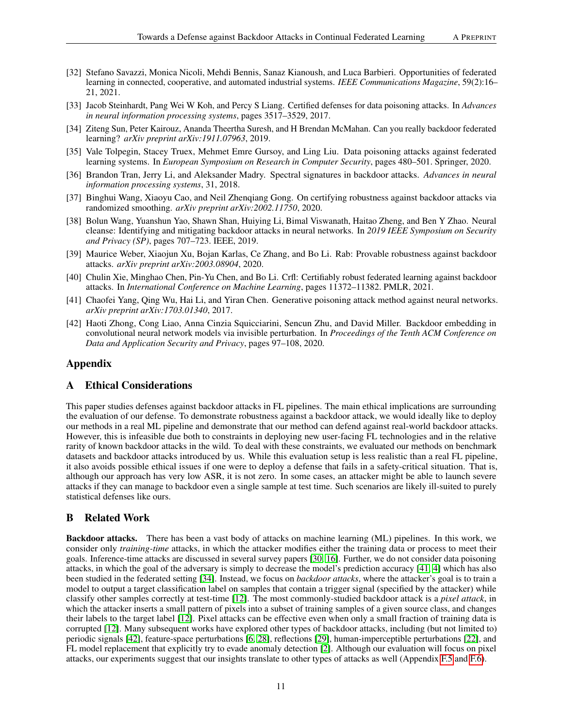[32] Stefano Savazzi, Monica Nicoli, Mehdi Bennis, Sanaz Kianoush, and Luca Barbieri. Opportunities of federated learning in connected, cooperative, and automated industrial systems. *IEEE Communications Magazine*, 59(2):16–21, 2021.

[33] Jacob Steinhardt, Pang Wei W Koh, and Percy S Liang. Certified defenses for data poisoning attacks. In *Advances in neural information processing systems*, pages 3517–3529, 2017.

[34] Ziteng Sun, Peter Kairouz, Ananda Theertha Suresh, and H Brendan McMahan. Can you really backdoor federated learning? *arXiv preprint arXiv:1911.07963*, 2019.

[35] Vale Tolpegin, Stacey Truex, Mehmet Emre Gursoy, and Ling Liu. Data poisoning attacks against federated learning systems. In *European Symposium on Research in Computer Security*, pages 480–501. Springer, 2020.

[36] Brandon Tran, Jerry Li, and Aleksander Madry. Spectral signatures in backdoor attacks. *Advances in neural information processing systems*, 31, 2018.

[37] Binghui Wang, Xiaoyu Cao, and Neil Zhenqiang Gong. On certifying robustness against backdoor attacks via randomized smoothing. *arXiv preprint arXiv:2002.11750*, 2020.

[38] Bolun Wang, Yuanshun Yao, Shawn Shan, Huiying Li, Bimal Viswanath, Haitao Zheng, and Ben Y Zhao. Neural cleanse: Identifying and mitigating backdoor attacks in neural networks. In *2019 IEEE Symposium on Security and Privacy (SP)*, pages 707–723. IEEE, 2019.

[39] Maurice Weber, Xiaojun Xu, Bojan Karlas, Ce Zhang, and Bo Li. Rab: Provable robustness against backdoor attacks. *arXiv preprint arXiv:2003.08904*, 2020.

[40] Chulin Xie, Minghao Chen, Pin-Yu Chen, and Bo Li. Crfl: Certifiably robust federated learning against backdoor attacks. In *International Conference on Machine Learning*, pages 11372–11382. PMLR, 2021.

[41] Chaofei Yang, Qing Wu, Hai Li, and Yiran Chen. Generative poisoning attack method against neural networks. *arXiv preprint arXiv:1703.01340*, 2017.

[42] Haoti Zhong, Cong Liao, Anna Cinzia Squicciarini, Sencun Zhu, and David Miller. Backdoor embedding in convolutional neural network models via invisible perturbation. In *Proceedings of the Tenth ACM Conference on Data and Application Security and Privacy*, pages 97–108, 2020.

# Appendix

## A Ethical Considerations

This paper studies defenses against backdoor attacks in FL pipelines. The main ethical implications are surrounding the evaluation of our defense. To demonstrate robustness against a backdoor attack, we would ideally like to deploy our methods in a real ML pipeline and demonstrate that our method can defend against real-world backdoor attacks. However, this is infeasible due both to constraints in deploying new user-facing FL technologies and in the relative rarity of known backdoor attacks in the wild. To deal with these constraints, we evaluated our methods on benchmark datasets and backdoor attacks introduced by us. While this evaluation setup is less realistic than a real FL pipeline, it also avoids possible ethical issues if one were to deploy a defense that fails in a safety-critical situation. That is, although our approach has very low ASR, it is not zero. In some cases, an attacker might be able to launch severe attacks if they can manage to backdoor even a single sample at test time. Such scenarios are likely ill-suited to purely statistical defenses like ours.

## B Related Work

**Backdoor attacks.** There has been a vast body of attacks on machine learning (ML) pipelines. In this work, we consider only *training-time* attacks, in which the attacker modifies either the training data or process to meet their goals. Inference-time attacks are discussed in several survey papers [30, 16]. Further, we do not consider data poisoning attacks, in which the goal of the adversary is simply to decrease the model's prediction accuracy [41, 4] which has also been studied in the federated setting [34]. Instead, we focus on *backdoor attacks*, where the attacker's goal is to train a model to output a target classification label on samples that contain a trigger signal (specified by the attacker) while classify other samples correctly at test-time [12]. The most commonly-studied backdoor attack is a *pixel attack*, in which the attacker inserts a small pattern of pixels into a subset of training samples of a given source class, and changes their labels to the target label [12]. Pixel attacks can be effective even when only a small fraction of training data is corrupted [12]. Many subsequent works have explored other types of backdoor attacks, including (but not limited to) periodic signals [42], feature-space perturbations [6, 28], reflections [29], human-imperceptible perturbations [22], and FL model replacement that explicitly try to evade anomaly detection [2]. Although our evaluation will focus on pixel attacks, our experiments suggest that our insights translate to other types of attacks as well (Appendix F.5 and F.6).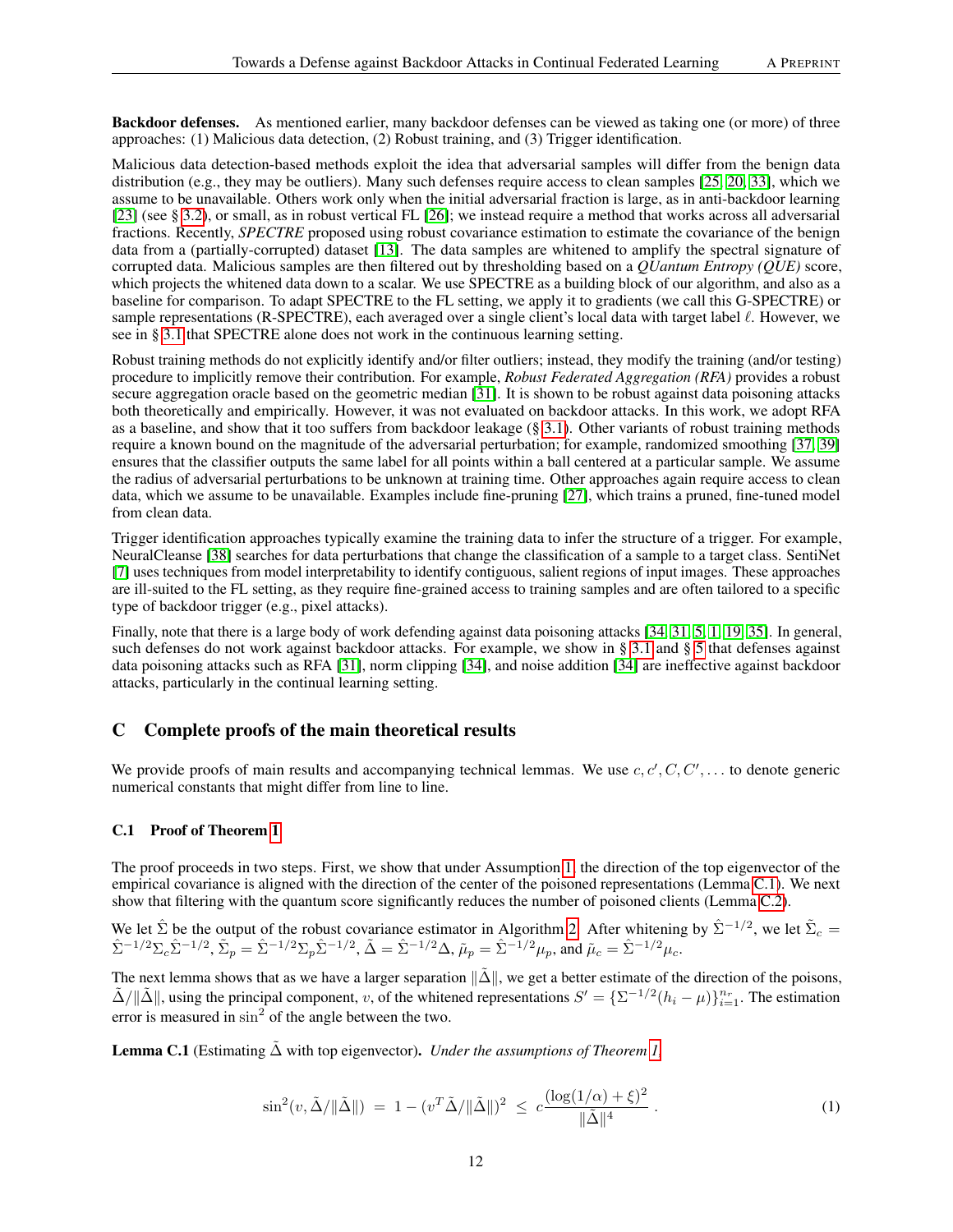**Backdoor defenses.** As mentioned earlier, many backdoor defenses can be viewed as taking one (or more) of three approaches: (1) Malicious data detection, (2) Robust training, and (3) Trigger identification.

Malicious data detection-based methods exploit the idea that adversarial samples will differ from the benign data distribution (e.g., they may be outliers). Many such defenses require access to clean samples [25, 20, 33], which we assume to be unavailable. Others work only when the initial adversarial fraction is large, as in anti-backdoor learning [23] (see § 3.2), or small, as in robust vertical FL [26]; we instead require a method that works across all adversarial fractions. Recently, *SPECTRE* proposed using robust covariance estimation to estimate the covariance of the benign data from a (partially-corrupted) dataset [13]. The data samples are whitened to amplify the spectral signature of corrupted data. Malicious samples are then filtered out by thresholding based on a *QUantum Entropy (QUE)* score, which projects the whitened data down to a scalar. We use SPECTRE as a building block of our algorithm, and also as a baseline for comparison. To adapt SPECTRE to the FL setting, we apply it to gradients (we call this G-SPECTRE) or sample representations (R-SPECTRE), each averaged over a single client's local data with target label $\ell$. However, we see in § 3.1 that SPECTRE alone does not work in the continuous learning setting.

Robust training methods do not explicitly identify and/or filter outliers; instead, they modify the training (and/or testing) procedure to implicitly remove their contribution. For example, *Robust Federated Aggregation (RFA)* provides a robust secure aggregation oracle based on the geometric median [31]. It is shown to be robust against data poisoning attacks both theoretically and empirically. However, it was not evaluated on backdoor attacks. In this work, we adopt RFA as a baseline, and show that it too suffers from backdoor leakage (§ 3.1). Other variants of robust training methods require a known bound on the magnitude of the adversarial perturbation; for example, randomized smoothing [37, 39] ensures that the classifier outputs the same label for all points within a ball centered at a particular sample. We assume the radius of adversarial perturbations to be unknown at training time. Other approaches again require access to clean data, which we assume to be unavailable. Examples include fine-pruning [27], which trains a pruned, fine-tuned model from clean data.

Trigger identification approaches typically examine the training data to infer the structure of a trigger. For example, NeuralCleanse [38] searches for data perturbations that change the classification of a sample to a target class. SentiNet [7] uses techniques from model interpretability to identify contiguous, salient regions of input images. These approaches are ill-suited to the FL setting, as they require fine-grained access to training samples and are often tailored to a specific type of backdoor trigger (e.g., pixel attacks).

Finally, note that there is a large body of work defending against data poisoning attacks [34, 31, 5, 1, 19, 35]. In general, such defenses do not work against backdoor attacks. For example, we show in § 3.1 and § 5 that defenses against data poisoning attacks such as RFA [31], norm clipping [34], and noise addition [34] are ineffective against backdoor attacks, particularly in the continual learning setting.

## C Complete proofs of the main theoretical results

We provide proofs of main results and accompanying technical lemmas. We use $c, c', C, C', \ldots$ to denote generic numerical constants that might differ from line to line.

### C.1 Proof of Theorem 1

The proof proceeds in two steps. First, we show that under Assumption 1, the direction of the top eigenvector of the empirical covariance is aligned with the direction of the center of the poisoned representations (Lemma C.1). We next show that filtering with the quantum score significantly reduces the number of poisoned clients (Lemma C.2).

We let $\hat{\Sigma}$ be the output of the robust covariance estimator in Algorithm 2. After whitening by $\hat{\Sigma}^{-1/2}$, we let $\tilde{\Sigma}_c = \hat{\Sigma}^{-1/2}\Sigma_c\hat{\Sigma}^{-1/2}$, $\tilde{\Sigma}_p = \hat{\Sigma}^{-1/2}\Sigma_p\hat{\Sigma}^{-1/2}$, $\tilde{\Delta} = \hat{\Sigma}^{-1/2}\Delta$, $\tilde{\mu}_p = \hat{\Sigma}^{-1/2}\mu_p$, and $\tilde{\mu}_c = \hat{\Sigma}^{-1/2}\mu_c$.

The next lemma shows that as we have a larger separation $\|\tilde{\Delta}\|$, we get a better estimate of the direction of the poisons, $\tilde{\Delta}/\|\tilde{\Delta}\|$, using the principal component, $v$, of the whitened representations $S' = \{\Sigma^{-1/2}(h_i - \mu)\}_{i=1}^{n_r}$. The estimation error is measured in $\sin^2$ of the angle between the two.

**Lemma C.1** (Estimating $\tilde{\Delta}$ with top eigenvector)**.** *Under the assumptions of Theorem 1,*

$$\sin^2(v, \tilde{\Delta}/\|\tilde{\Delta}\|) \;=\; 1 - (v^T\tilde{\Delta}/\|\tilde{\Delta}\|)^2 \;\le\; c\frac{(\log(1/\alpha) + \xi)^2}{\|\tilde{\Delta}\|^4}\,. \tag{1}$$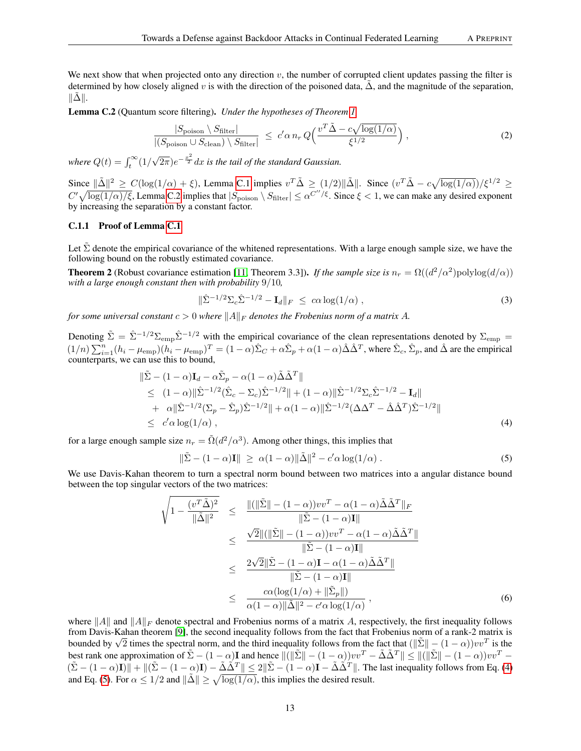We next show that when projected onto any direction $v$, the number of corrupted client updates passing the filter is determined by how closely aligned $v$ is with the direction of the poisoned data, $\tilde{\Delta}$, and the magnitude of the separation, $\|\tilde{\Delta}\|$.

**Lemma C.2** (Quantum score filtering). *Under the hypotheses of Theorem 1*

$$\frac{|S_{\text{poison}} \setminus S_{\text{filter}}|}{|(S_{\text{poison}} \cup S_{\text{clean}}) \setminus S_{\text{filter}}|} \;\leq\; c'\alpha\, n_r\, Q\Big(\frac{v^T\tilde{\Delta} - c\sqrt{\log(1/\alpha)}}{\xi^{1/2}}\Big)\,, \tag{2}$$

*where $Q(t) = \int_t^\infty (1/\sqrt{2\pi})e^{-\frac{x^2}{2}}\,dx$ is the tail of the standard Gaussian.*

Since $\|\tilde{\Delta}\|^2 \geq C(\log(1/\alpha) + \xi)$, Lemma C.1 implies $v^T\tilde{\Delta} \geq (1/2)\|\tilde{\Delta}\|$. Since $(v^T\tilde{\Delta} - c\sqrt{\log(1/\alpha)})/\xi^{1/2} \geq C'\sqrt{\log(1/\alpha)/\xi}$, Lemma C.2 implies that $|S_{\text{poison}} \setminus S_{\text{filter}}| \leq \alpha^{C''/\xi}$. Since $\xi < 1$, we can make any desired exponent by increasing the separation by a constant factor.

### C.1.1 Proof of Lemma C.1

Let $\tilde{\Sigma}$ denote the empirical covariance of the whitened representations. With a large enough sample size, we have the following bound on the robustly estimated covariance.

**Theorem 2** (Robust covariance estimation [11, Theorem 3.3]). *If the sample size is $n_r = \Omega((d^2/\alpha^2)\text{polylog}(d/\alpha))$ with a large enough constant then with probability $9/10$,*

$$\|\hat{\Sigma}^{-1/2}\Sigma_c\hat{\Sigma}^{-1/2} - \mathbf{I}_d\|_F \;\leq\; c\alpha\log(1/\alpha)\,, \tag{3}$$

*for some universal constant $c > 0$ where $\|A\|_F$ denotes the Frobenius norm of a matrix $A$.*

Denoting $\tilde{\Sigma} = \hat{\Sigma}^{-1/2}\Sigma_{\text{emp}}\hat{\Sigma}^{-1/2}$ with the empirical covariance of the clean representations denoted by $\Sigma_{\text{emp}} = (1/n)\sum_{i=1}^n (h_i - \mu_{\text{emp}})(h_i - \mu_{\text{emp}})^T = (1-\alpha)\hat{\Sigma}_C + \alpha\hat{\Sigma}_p + \alpha(1-\alpha)\hat{\Delta}\hat{\Delta}^T$, where $\hat{\Sigma}_c$, $\hat{\Sigma}_p$, and $\hat{\Delta}$ are the empirical counterparts, we can use this to bound,

$$\begin{aligned}
&\|\tilde{\Sigma} - (1-\alpha)\mathbf{I}_d - \alpha\tilde{\Sigma}_p - \alpha(1-\alpha)\tilde{\Delta}\tilde{\Delta}^T\| \\
&\leq\; (1-\alpha)\|\hat{\Sigma}^{-1/2}(\hat{\Sigma}_c - \Sigma_c)\hat{\Sigma}^{-1/2}\| + (1-\alpha)\|\hat{\Sigma}^{-1/2}\Sigma_c\hat{\Sigma}^{-1/2} - \mathbf{I}_d\| \\
&\quad+\; \alpha\|\hat{\Sigma}^{-1/2}(\Sigma_p - \hat{\Sigma}_p)\hat{\Sigma}^{-1/2}\| + \alpha(1-\alpha)\|\hat{\Sigma}^{-1/2}(\Delta\Delta^T - \hat{\Delta}\hat{\Delta}^T)\hat{\Sigma}^{-1/2}\| \\
&\leq\; c'\alpha\log(1/\alpha)\,,
\end{aligned} \tag{4}$$

for a large enough sample size $n_r = \tilde{\Omega}(d^2/\alpha^3)$. Among other things, this implies that

$$\|\tilde{\Sigma} - (1-\alpha)\mathbf{I}\| \;\geq\; \alpha(1-\alpha)\|\tilde{\Delta}\|^2 - c'\alpha\log(1/\alpha)\,. \tag{5}$$

We use Davis-Kahan theorem to turn a spectral norm bound between two matrices into a angular distance bound between the top singular vectors of the two matrices:

$$\begin{aligned}
\sqrt{1 - \frac{(v^T\tilde{\Delta})^2}{\|\tilde{\Delta}\|^2}} \;&\leq\; \frac{\|(\|\tilde{\Sigma}\| - (1-\alpha))vv^T - \alpha(1-\alpha)\tilde{\Delta}\tilde{\Delta}^T\|_F}{\|\tilde{\Sigma} - (1-\alpha)\mathbf{I}\|} \\
&\leq\; \frac{\sqrt{2}\|(\|\tilde{\Sigma}\| - (1-\alpha))vv^T - \alpha(1-\alpha)\tilde{\Delta}\tilde{\Delta}^T\|}{\|\tilde{\Sigma} - (1-\alpha)\mathbf{I}\|} \\
&\leq\; \frac{2\sqrt{2}\|\tilde{\Sigma} - (1-\alpha)\mathbf{I} - \alpha(1-\alpha)\tilde{\Delta}\tilde{\Delta}^T\|}{\|\tilde{\Sigma} - (1-\alpha)\mathbf{I}\|} \\
&\leq\; \frac{c\alpha(\log(1/\alpha) + \|\tilde{\Sigma}_p\|)}{\alpha(1-\alpha)\|\tilde{\Delta}\|^2 - c'\alpha\log(1/\alpha)}\,,
\end{aligned} \tag{6}$$

where $\|A\|$ and $\|A\|_F$ denote spectral and Frobenius norms of a matrix $A$, respectively, the first inequality follows from Davis-Kahan theorem [9], the second inequality follows from the fact that Frobenius norm of a rank-2 matrix is bounded by $\sqrt{2}$ times the spectral norm, and the third inequality follows from the fact that $(\|\tilde{\Sigma}\| - (1-\alpha))vv^T$ is the best rank one approximation of $\tilde{\Sigma} - (1-\alpha)\mathbf{I}$ and hence $\|(\|\tilde{\Sigma}\| - (1-\alpha))vv^T - \tilde{\Delta}\tilde{\Delta}^T\| \leq \|(\|\tilde{\Sigma}\| - (1-\alpha))vv^T - (\tilde{\Sigma} - (1-\alpha)\mathbf{I})\| + \|(\tilde{\Sigma} - (1-\alpha)\mathbf{I}) - \tilde{\Delta}\tilde{\Delta}^T\| \leq 2\|\tilde{\Sigma} - (1-\alpha)\mathbf{I} - \tilde{\Delta}\tilde{\Delta}^T\|$. The last inequality follows from Eq. (4) and Eq. (5). For $\alpha \leq 1/2$ and $\|\tilde{\Delta}\| \geq \sqrt{\log(1/\alpha)}$, this implies the desired result.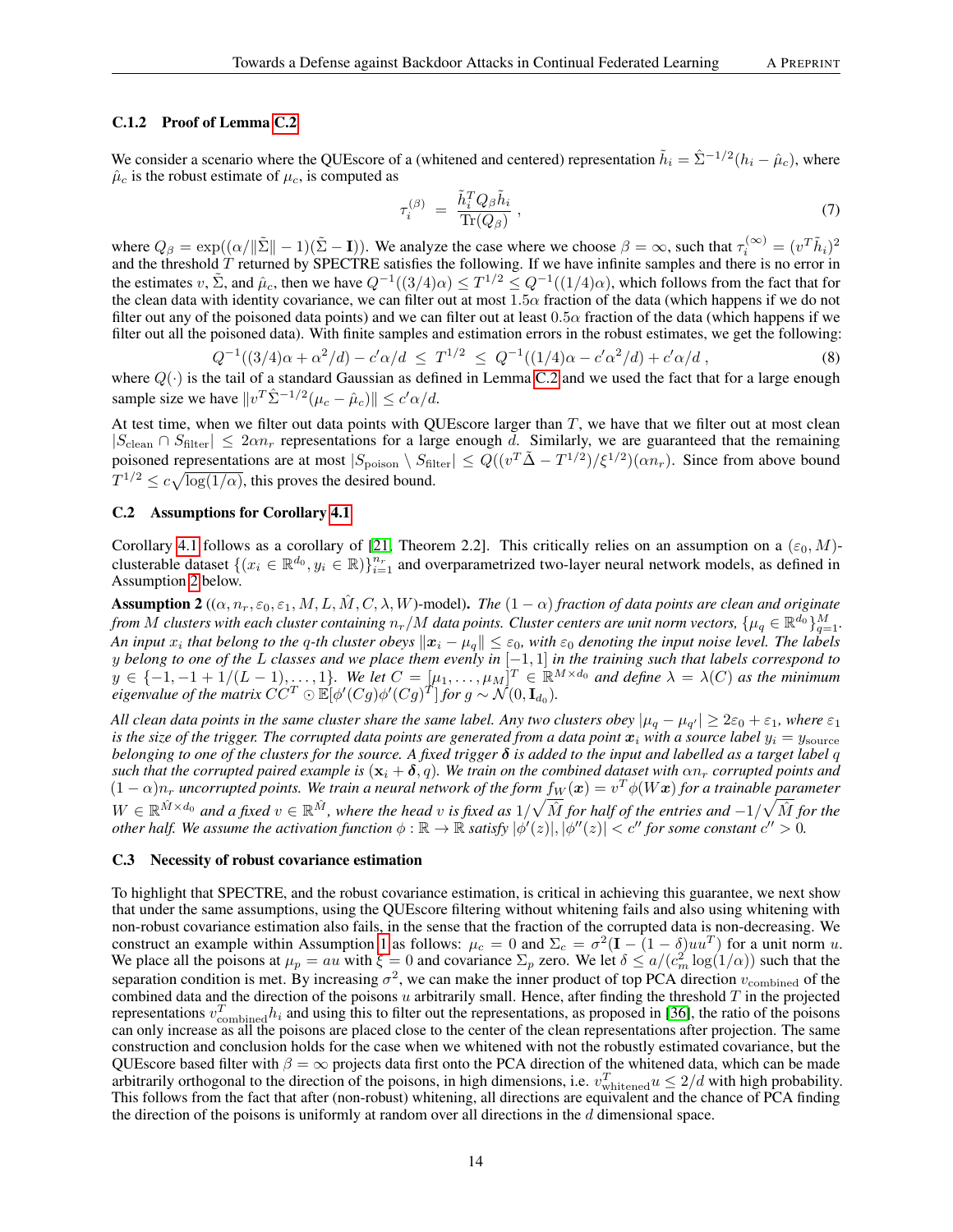### C.1.2 Proof of Lemma C.2

We consider a scenario where the QUEscore of a (whitened and centered) representation $\tilde{h}_i = \hat{\Sigma}^{-1/2}(h_i - \hat{\mu}_c)$, where $\hat{\mu}_c$ is the robust estimate of $\mu_c$, is computed as

$$\tau_i^{(\beta)} \;=\; \frac{\tilde{h}_i^T Q_\beta \tilde{h}_i}{\mathrm{Tr}(Q_\beta)}\,, \tag{7}$$

where $Q_\beta = \exp((\alpha/\|\tilde{\Sigma}\| - 1)(\tilde{\Sigma} - \mathbf{I}))$. We analyze the case where we choose $\beta = \infty$, such that $\tau_i^{(\infty)} = (v^T \tilde{h}_i)^2$ and the threshold $T$ returned by SPECTRE satisfies the following. If we have infinite samples and there is no error in the estimates $v$, $\tilde{\Sigma}$, and $\hat{\mu}_c$, then we have $Q^{-1}((3/4)\alpha) \le T^{1/2} \le Q^{-1}((1/4)\alpha)$, which follows from the fact that for the clean data with identity covariance, we can filter out at most $1.5\alpha$ fraction of the data (which happens if we do not filter out any of the poisoned data points) and we can filter out at least $0.5\alpha$ fraction of the data (which happens if we filter out all the poisoned data). With finite samples and estimation errors in the robust estimates, we get the following:

$$Q^{-1}((3/4)\alpha + \alpha^2/d) - c'\alpha/d \;\le\; T^{1/2} \;\le\; Q^{-1}((1/4)\alpha - c'\alpha^2/d) + c'\alpha/d\,, \tag{8}$$

where $Q(\cdot)$ is the tail of a standard Gaussian as defined in Lemma C.2 and we used the fact that for a large enough sample size we have $\|v^T \hat{\Sigma}^{-1/2}(\mu_c - \hat{\mu}_c)\| \le c'\alpha/d$.

At test time, when we filter out data points with QUEscore larger than $T$, we have that we filter out at most clean $|S_{\mathrm{clean}} \cap S_{\mathrm{filter}}| \le 2\alpha n_r$ representations for a large enough $d$. Similarly, we are guaranteed that the remaining poisoned representations are at most $|S_{\mathrm{poison}} \setminus S_{\mathrm{filter}}| \le Q((v^T \tilde{\Delta} - T^{1/2})/\xi^{1/2})(\alpha n_r)$. Since from above bound $T^{1/2} \le c\sqrt{\log(1/\alpha)}$, this proves the desired bound.

## C.2 Assumptions for Corollary 4.1

Corollary 4.1 follows as a corollary of [21, Theorem 2.2]. This critically relies on an assumption on a $(\varepsilon_0, M)$-clusterable dataset $\{(x_i \in \mathbb{R}^{d_0}, y_i \in \mathbb{R})\}_{i=1}^{n_r}$ and overparametrized two-layer neural network models, as defined in Assumption 2 below.

**Assumption 2** (($\alpha, n_r, \varepsilon_0, \varepsilon_1, M, L, \hat{M}, C, \lambda, W$)-model). *The $(1-\alpha)$ fraction of data points are clean and originate from $M$ clusters with each cluster containing $n_r/M$ data points. Cluster centers are unit norm vectors, $\{\mu_q \in \mathbb{R}^{d_0}\}_{q=1}^{M}$. An input $x_i$ that belong to the $q$-th cluster obeys $\|\boldsymbol{x}_i - \mu_q\| \le \varepsilon_0$, with $\varepsilon_0$ denoting the input noise level. The labels $y$ belong to one of the $L$ classes and we place them evenly in $[-1, 1]$ in the training such that labels correspond to $y \in \{-1, -1 + 1/(L-1), \ldots, 1\}$. We let $C = [\mu_1, \ldots, \mu_M]^T \in \mathbb{R}^{M \times d_0}$ and define $\lambda = \lambda(C)$ as the minimum eigenvalue of the matrix $CC^T \odot \mathbb{E}[\phi'(Cg)\phi'(Cg)^T]$ for $g \sim \mathcal{N}(0, \mathbf{I}_{d_0})$.*

*All clean data points in the same cluster share the same label. Any two clusters obey $|\mu_q - \mu_{q'}| \ge 2\varepsilon_0 + \varepsilon_1$, where $\varepsilon_1$ is the size of the trigger. The corrupted data points are generated from a data point $\boldsymbol{x}_i$ with a source label $y_i = y_{\mathrm{source}}$ belonging to one of the clusters for the source. A fixed trigger $\boldsymbol{\delta}$ is added to the input and labelled as a target label $q$ such that the corrupted paired example is $(\mathbf{x}_i + \boldsymbol{\delta}, q)$. We train on the combined dataset with $\alpha n_r$ corrupted points and $(1-\alpha)n_r$ uncorrupted points. We train a neural network of the form $f_W(\boldsymbol{x}) = v^T \phi(W\boldsymbol{x})$ for a trainable parameter $W \in \mathbb{R}^{\hat{M} \times d_0}$ and a fixed $v \in \mathbb{R}^{\hat{M}}$, where the head $v$ is fixed as $1/\sqrt{\hat{M}}$ for half of the entries and $-1/\sqrt{\hat{M}}$ for the other half. We assume the activation function $\phi : \mathbb{R} \to \mathbb{R}$ satisfy $|\phi'(z)|, |\phi''(z)| < c''$ for some constant $c'' > 0$.*

## C.3 Necessity of robust covariance estimation

To highlight that SPECTRE, and the robust covariance estimation, is critical in achieving this guarantee, we next show that under the same assumptions, using the QUEscore filtering without whitening fails and also using whitening with non-robust covariance estimation also fails, in the sense that the fraction of the corrupted data is non-decreasing. We construct an example within Assumption 1 as follows: $\mu_c = 0$ and $\Sigma_c = \sigma^2(\mathbf{I} - (1-\delta)uu^T)$ for a unit norm $u$. We place all the poisons at $\mu_p = au$ with $\xi = 0$ and covariance $\Sigma_p$ zero. We let $\delta \le a/(c_m^2 \log(1/\alpha))$ such that the separation condition is met. By increasing $\sigma^2$, we can make the inner product of top PCA direction $v_{\mathrm{combined}}$ of the combined data and the direction of the poisons $u$ arbitrarily small. Hence, after finding the threshold $T$ in the projected representations $v_{\mathrm{combined}}^T h_i$ and using this to filter out the representations, as proposed in [36], the ratio of the poisons can only increase as all the poisons are placed close to the center of the clean representations after projection. The same construction and conclusion holds for the case when we whitened with not the robustly estimated covariance, but the QUEscore based filter with $\beta = \infty$ projects data first onto the PCA direction of the whitened data, which can be made arbitrarily orthogonal to the direction of the poisons, in high dimensions, i.e. $v_{\mathrm{whitened}}^T u \le 2/d$ with high probability. This follows from the fact that after (non-robust) whitening, all directions are equivalent and the chance of PCA finding the direction of the poisons is uniformly at random over all directions in the $d$ dimensional space.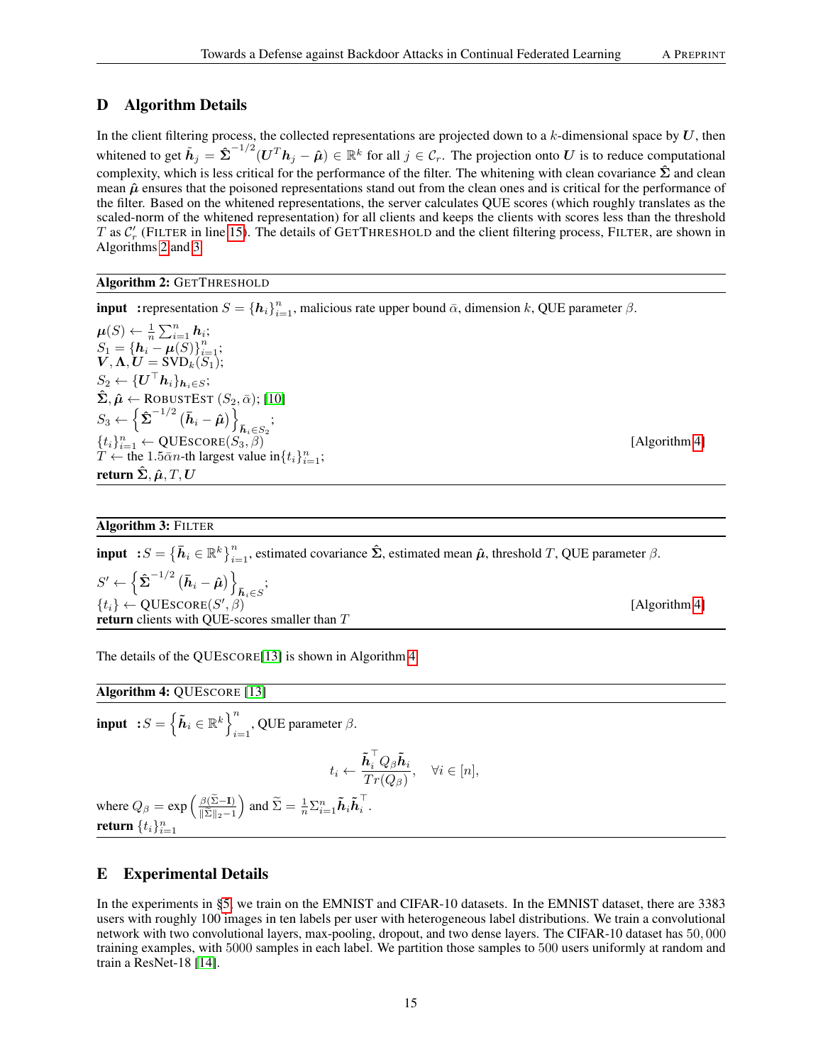## D Algorithm Details

In the client filtering process, the collected representations are projected down to a $k$-dimensional space by $\boldsymbol{U}$, then whitened to get $\tilde{\boldsymbol{h}}_j = \hat{\boldsymbol{\Sigma}}^{-1/2}(\boldsymbol{U}^T\boldsymbol{h}_j - \hat{\boldsymbol{\mu}}) \in \mathbb{R}^k$ for all $j \in \mathcal{C}_r$. The projection onto $\boldsymbol{U}$ is to reduce computational complexity, which is less critical for the performance of the filter. The whitening with clean covariance $\hat{\boldsymbol{\Sigma}}$ and clean mean $\hat{\boldsymbol{\mu}}$ ensures that the poisoned representations stand out from the clean ones and is critical for the performance of the filter. Based on the whitened representations, the server calculates QUE scores (which roughly translates as the scaled-norm of the whitened representation) for all clients and keeps the clients with scores less than the threshold $T$ as $\mathcal{C}'_r$ (FILTER in line 15). The details of GETTHRESHOLD and the client filtering process, FILTER, are shown in Algorithms 2 and 3.

---

**Algorithm 2:** GETTHRESHOLD

**input :** representation $S = \{\boldsymbol{h}_i\}_{i=1}^n$, malicious rate upper bound $\bar{\alpha}$, dimension $k$, QUE parameter $\beta$.

$\boldsymbol{\mu}(S) \leftarrow \frac{1}{n}\sum_{i=1}^n \boldsymbol{h}_i$;
$S_1 = \{\boldsymbol{h}_i - \boldsymbol{\mu}(S)\}_{i=1}^n$;
$\boldsymbol{V}, \boldsymbol{\Lambda}, \boldsymbol{U} = \text{SVD}_k(S_1)$;
$S_2 \leftarrow \{\boldsymbol{U}^\top \boldsymbol{h}_i\}_{\boldsymbol{h}_i \in S}$;
$\hat{\boldsymbol{\Sigma}}, \hat{\boldsymbol{\mu}} \leftarrow$ ROBUSTEST $(S_2, \bar{\alpha})$; [10]
$S_3 \leftarrow \left\{\hat{\boldsymbol{\Sigma}}^{-1/2}\left(\bar{\boldsymbol{h}}_i - \hat{\boldsymbol{\mu}}\right)\right\}_{\bar{\boldsymbol{h}}_i \in S_2}$;
$\{t_i\}_{i=1}^n \leftarrow$ QUESCORE$(S_3, \beta)$ [Algorithm 4]
$T \leftarrow$ the $1.5\bar{\alpha}n$-th largest value in$\{t_i\}_{i=1}^n$;
**return** $\hat{\boldsymbol{\Sigma}}, \hat{\boldsymbol{\mu}}, T, \boldsymbol{U}$

---

**Algorithm 3:** FILTER

**input :** $S = \left\{\bar{\boldsymbol{h}}_i \in \mathbb{R}^k\right\}_{i=1}^n$, estimated covariance $\hat{\boldsymbol{\Sigma}}$, estimated mean $\hat{\boldsymbol{\mu}}$, threshold $T$, QUE parameter $\beta$.

$S' \leftarrow \left\{\hat{\boldsymbol{\Sigma}}^{-1/2}\left(\bar{\boldsymbol{h}}_i - \hat{\boldsymbol{\mu}}\right)\right\}_{\bar{\boldsymbol{h}}_i \in S}$;
$\{t_i\} \leftarrow$ QUESCORE$(S', \beta)$ [Algorithm 4]
**return** clients with QUE-scores smaller than $T$

---

The details of the QUESCORE[13] is shown in Algorithm 4

---

**Algorithm 4:** QUESCORE [13]

**input :** $S = \left\{\tilde{\boldsymbol{h}}_i \in \mathbb{R}^k\right\}_{i=1}^n$, QUE parameter $\beta$.

$$t_i \leftarrow \frac{\tilde{\boldsymbol{h}}_i^\top Q_\beta \tilde{\boldsymbol{h}}_i}{Tr(Q_\beta)}, \quad \forall i \in [n],$$

where $Q_\beta = \exp\left(\frac{\beta(\tilde{\Sigma} - \mathbf{I})}{\|\tilde{\Sigma}\|_2 - 1}\right)$ and $\tilde{\Sigma} = \frac{1}{n}\Sigma_{i=1}^n \tilde{\boldsymbol{h}}_i \tilde{\boldsymbol{h}}_i^\top$.
**return** $\{t_i\}_{i=1}^n$

---

## E Experimental Details

In the experiments in §5, we train on the EMNIST and CIFAR-10 datasets. In the EMNIST dataset, there are 3383 users with roughly 100 images in ten labels per user with heterogeneous label distributions. We train a convolutional network with two convolutional layers, max-pooling, dropout, and two dense layers. The CIFAR-10 dataset has $50,000$ training examples, with 5000 samples in each label. We partition those samples to 500 users uniformly at random and train a ResNet-18 [14].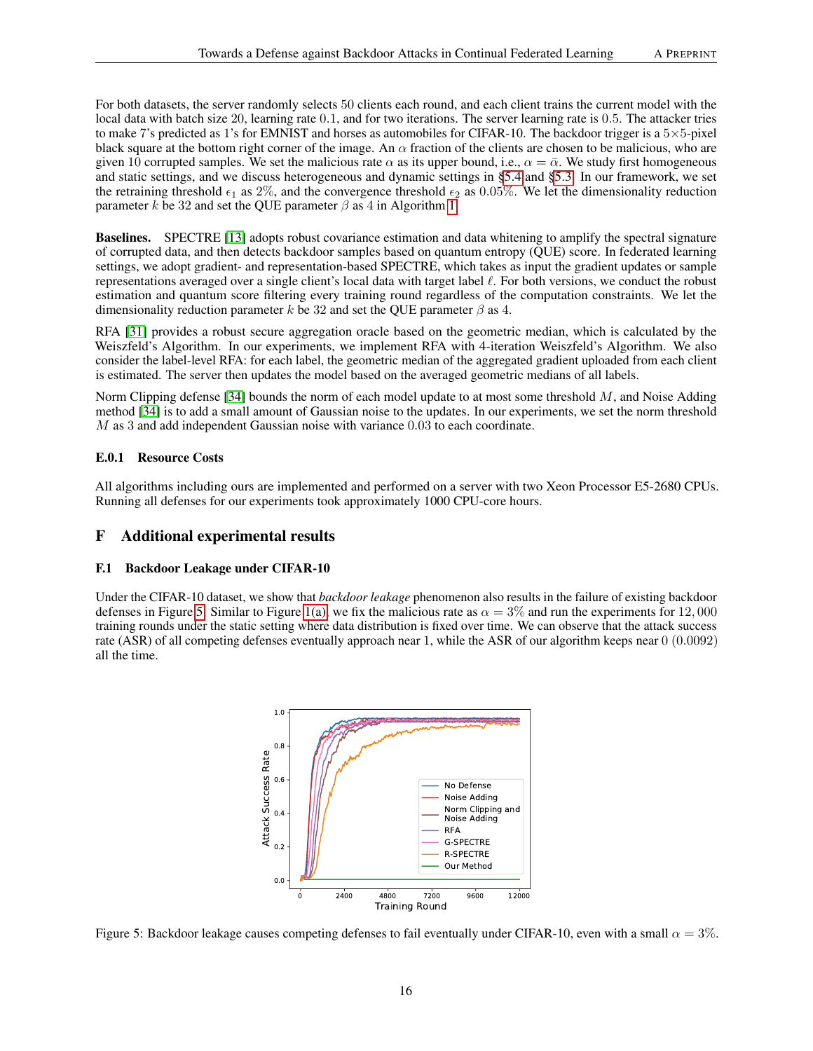For both datasets, the server randomly selects 50 clients each round, and each client trains the current model with the local data with batch size 20, learning rate 0.1, and for two iterations. The server learning rate is 0.5. The attacker tries to make 7's predicted as 1's for EMNIST and horses as automobiles for CIFAR-10. The backdoor trigger is a $5\times5$-pixel black square at the bottom right corner of the image. An $\alpha$ fraction of the clients are chosen to be malicious, who are given 10 corrupted samples. We set the malicious rate $\alpha$ as its upper bound, i.e., $\alpha = \bar{\alpha}$. We study first homogeneous and static settings, and we discuss heterogeneous and dynamic settings in §5.4 and §5.3. In our framework, we set the retraining threshold $\epsilon_1$ as 2%, and the convergence threshold $\epsilon_2$ as 0.05%. We let the dimensionality reduction parameter $k$ be 32 and set the QUE parameter $\beta$ as 4 in Algorithm 1.

**Baselines.** SPECTRE [13] adopts robust covariance estimation and data whitening to amplify the spectral signature of corrupted data, and then detects backdoor samples based on quantum entropy (QUE) score. In federated learning settings, we adopt gradient- and representation-based SPECTRE, which takes as input the gradient updates or sample representations averaged over a single client's local data with target label $\ell$. For both versions, we conduct the robust estimation and quantum score filtering every training round regardless of the computation constraints. We let the dimensionality reduction parameter $k$ be 32 and set the QUE parameter $\beta$ as 4.

RFA [31] provides a robust secure aggregation oracle based on the geometric median, which is calculated by the Weiszfeld's Algorithm. In our experiments, we implement RFA with 4-iteration Weiszfeld's Algorithm. We also consider the label-level RFA: for each label, the geometric median of the aggregated gradient uploaded from each client is estimated. The server then updates the model based on the averaged geometric medians of all labels.

Norm Clipping defense [34] bounds the norm of each model update to at most some threshold $M$, and Noise Adding method [34] is to add a small amount of Gaussian noise to the updates. In our experiments, we set the norm threshold $M$ as 3 and add independent Gaussian noise with variance 0.03 to each coordinate.

### E.0.1 Resource Costs

All algorithms including ours are implemented and performed on a server with two Xeon Processor E5-2680 CPUs. Running all defenses for our experiments took approximately 1000 CPU-core hours.

## F Additional experimental results

### F.1 Backdoor Leakage under CIFAR-10

Under the CIFAR-10 dataset, we show that *backdoor leakage* phenomenon also results in the failure of existing backdoor defenses in Figure 5. Similar to Figure 1(a), we fix the malicious rate as $\alpha = 3\%$ and run the experiments for 12,000 training rounds under the static setting where data distribution is fixed over time. We can observe that the attack success rate (ASR) of all competing defenses eventually approach near 1, while the ASR of our algorithm keeps near 0 (0.0092) all the time.

Figure 5: Backdoor leakage causes competing defenses to fail eventually under CIFAR-10, even with a small $\alpha = 3\%$.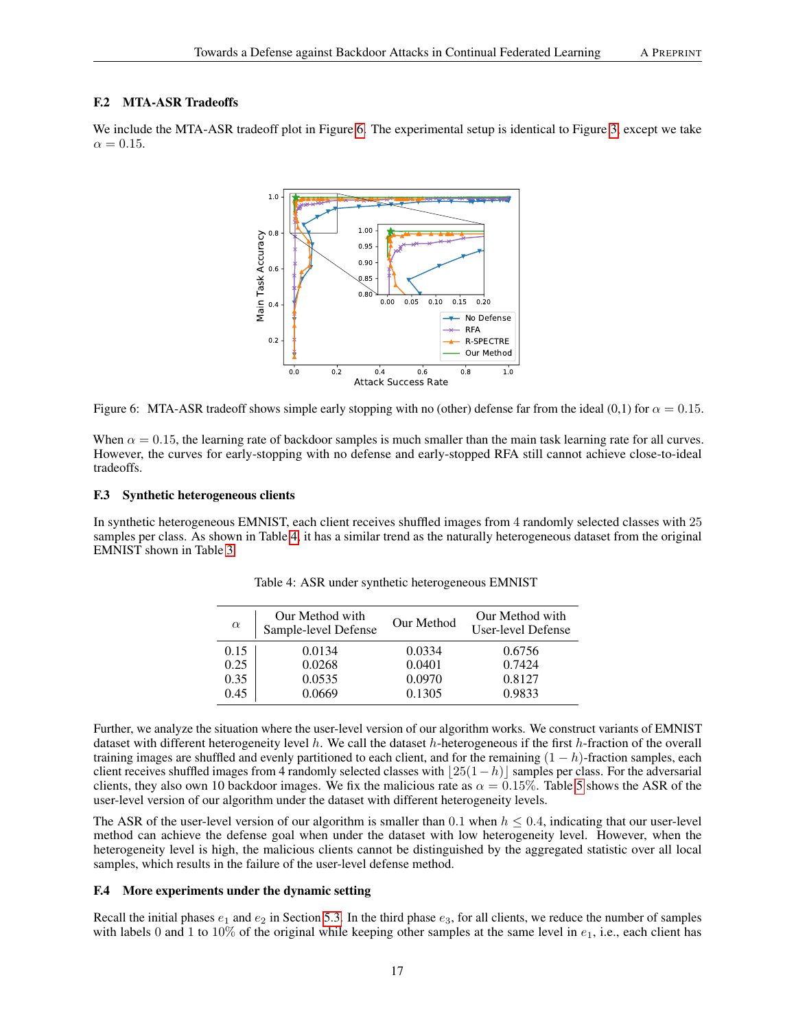### F.2 MTA-ASR Tradeoffs

We include the MTA-ASR tradeoff plot in Figure 6. The experimental setup is identical to Figure 3, except we take $\alpha = 0.15$.

Figure 6: MTA-ASR tradeoff shows simple early stopping with no (other) defense far from the ideal (0,1) for $\alpha = 0.15$.

When $\alpha = 0.15$, the learning rate of backdoor samples is much smaller than the main task learning rate for all curves. However, the curves for early-stopping with no defense and early-stopped RFA still cannot achieve close-to-ideal tradeoffs.

### F.3 Synthetic heterogeneous clients

In synthetic heterogeneous EMNIST, each client receives shuffled images from 4 randomly selected classes with 25 samples per class. As shown in Table 4, it has a similar trend as the naturally heterogeneous dataset from the original EMNIST shown in Table 3.

Table 4: ASR under synthetic heterogeneous EMNIST

| $\alpha$ | Our Method with Sample-level Defense | Our Method | Our Method with User-level Defense |
|---|---|---|---|
| 0.15 | 0.0134 | 0.0334 | 0.6756 |
| 0.25 | 0.0268 | 0.0401 | 0.7424 |
| 0.35 | 0.0535 | 0.0970 | 0.8127 |
| 0.45 | 0.0669 | 0.1305 | 0.9833 |

Further, we analyze the situation where the user-level version of our algorithm works. We construct variants of EMNIST dataset with different heterogeneity level $h$. We call the dataset $h$-heterogeneous if the first $h$-fraction of the overall training images are shuffled and evenly partitioned to each client, and for the remaining $(1 - h)$-fraction samples, each client receives shuffled images from 4 randomly selected classes with $\lfloor 25(1 - h) \rfloor$ samples per class. For the adversarial clients, they also own 10 backdoor images. We fix the malicious rate as $\alpha = 0.15\%$. Table 5 shows the ASR of the user-level version of our algorithm under the dataset with different heterogeneity levels.

The ASR of the user-level version of our algorithm is smaller than 0.1 when $h \leq 0.4$, indicating that our user-level method can achieve the defense goal when under the dataset with low heterogeneity level. However, when the heterogeneity level is high, the malicious clients cannot be distinguished by the aggregated statistic over all local samples, which results in the failure of the user-level defense method.

### F.4 More experiments under the dynamic setting

Recall the initial phases $e_1$ and $e_2$ in Section 5.3. In the third phase $e_3$, for all clients, we reduce the number of samples with labels 0 and 1 to 10% of the original while keeping other samples at the same level in $e_1$, i.e., each client has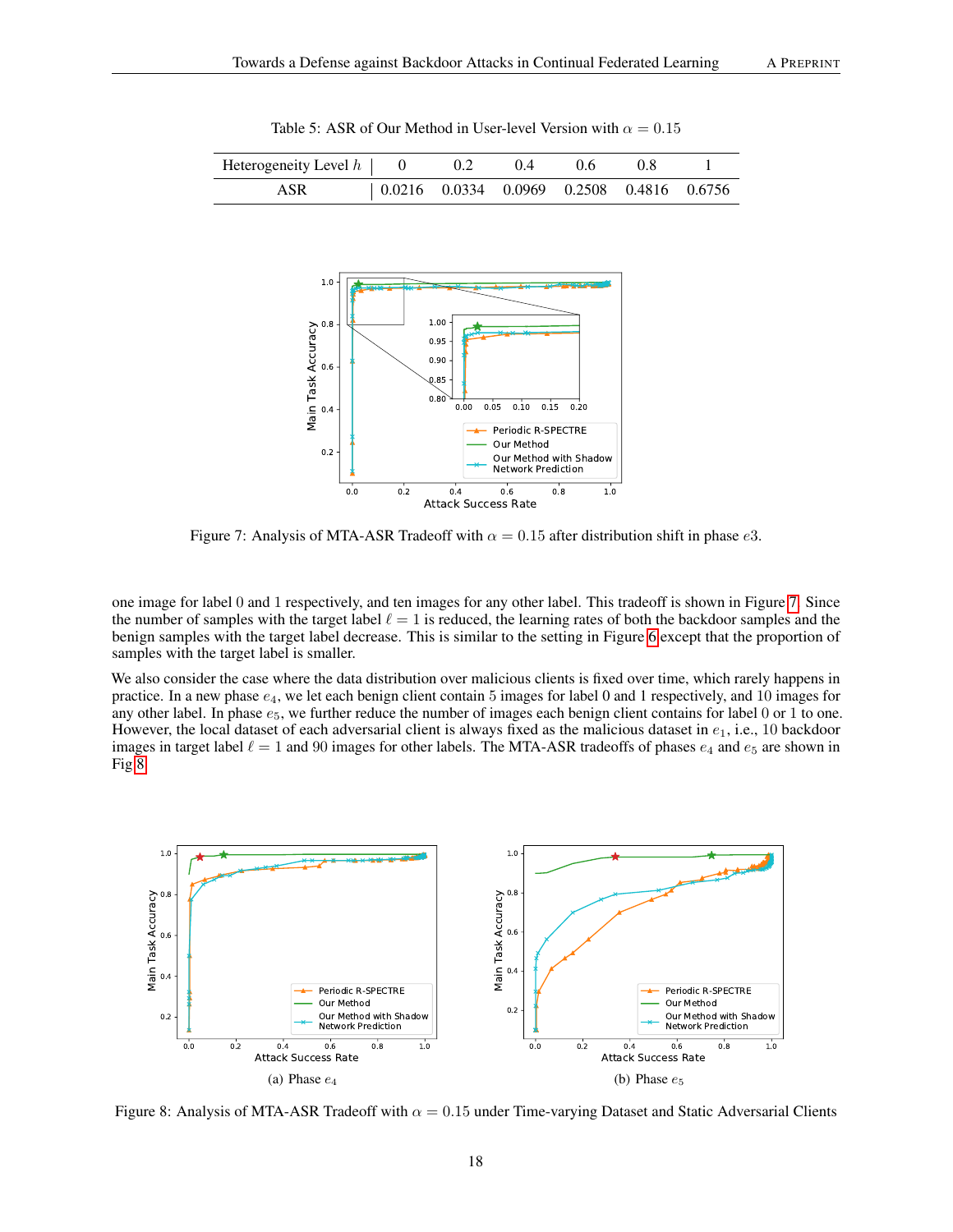Table 5: ASR of Our Method in User-level Version with $\alpha = 0.15$

| Heterogeneity Level $h$ | 0 | 0.2 | 0.4 | 0.6 | 0.8 | 1 |
|---|---|---|---|---|---|---|
| ASR | 0.0216 | 0.0334 | 0.0969 | 0.2508 | 0.4816 | 0.6756 |

Figure 7: Analysis of MTA-ASR Tradeoff with $\alpha = 0.15$ after distribution shift in phase $e3$.

one image for label 0 and 1 respectively, and ten images for any other label. This tradeoff is shown in Figure 7. Since the number of samples with the target label $\ell = 1$ is reduced, the learning rates of both the backdoor samples and the benign samples with the target label decrease. This is similar to the setting in Figure 6 except that the proportion of samples with the target label is smaller.

We also consider the case where the data distribution over malicious clients is fixed over time, which rarely happens in practice. In a new phase $e_4$, we let each benign client contain 5 images for label 0 and 1 respectively, and 10 images for any other label. In phase $e_5$, we further reduce the number of images each benign client contains for label 0 or 1 to one. However, the local dataset of each adversarial client is always fixed as the malicious dataset in $e_1$, i.e., 10 backdoor images in target label $\ell = 1$ and 90 images for other labels. The MTA-ASR tradeoffs of phases $e_4$ and $e_5$ are shown in Fig 8.

(a) Phase $e_4$

(b) Phase $e_5$

Figure 8: Analysis of MTA-ASR Tradeoff with $\alpha = 0.15$ under Time-varying Dataset and Static Adversarial Clients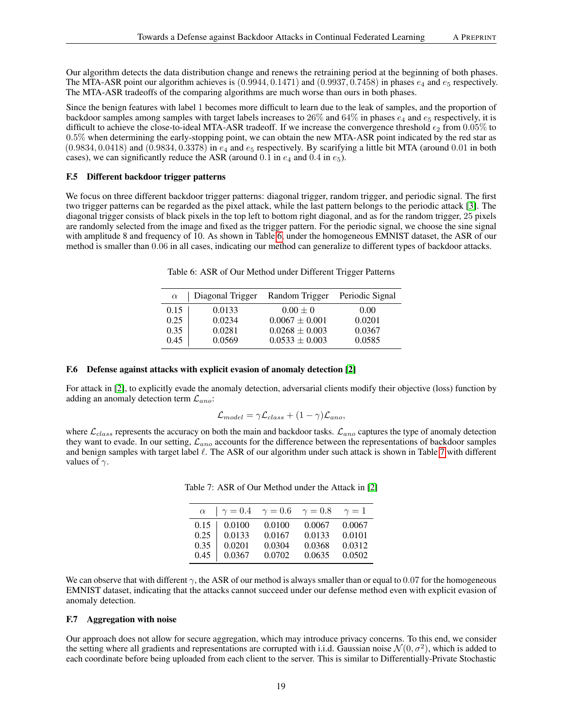Our algorithm detects the data distribution change and renews the retraining period at the beginning of both phases. The MTA-ASR point our algorithm achieves is $(0.9944, 0.1471)$ and $(0.9937, 0.7458)$ in phases $e_4$ and $e_5$ respectively. The MTA-ASR tradeoffs of the comparing algorithms are much worse than ours in both phases.

Since the benign features with label 1 becomes more difficult to learn due to the leak of samples, and the proportion of backdoor samples among samples with target labels increases to $26\%$ and $64\%$ in phases $e_4$ and $e_5$ respectively, it is difficult to achieve the close-to-ideal MTA-ASR tradeoff. If we increase the convergence threshold $\epsilon_2$ from $0.05\%$ to $0.5\%$ when determining the early-stopping point, we can obtain the new MTA-ASR point indicated by the red star as $(0.9834, 0.0418)$ and $(0.9834, 0.3378)$ in $e_4$ and $e_5$ respectively. By scarifying a little bit MTA (around $0.01$ in both cases), we can significantly reduce the ASR (around $0.1$ in $e_4$ and $0.4$ in $e_5$).

### F.5 Different backdoor trigger patterns

We focus on three different backdoor trigger patterns: diagonal trigger, random trigger, and periodic signal. The first two trigger patterns can be regarded as the pixel attack, while the last pattern belongs to the periodic attack [3]. The diagonal trigger consists of black pixels in the top left to bottom right diagonal, and as for the random trigger, 25 pixels are randomly selected from the image and fixed as the trigger pattern. For the periodic signal, we choose the sine signal with amplitude 8 and frequency of 10. As shown in Table 6, under the homogeneous EMNIST dataset, the ASR of our method is smaller than $0.06$ in all cases, indicating our method can generalize to different types of backdoor attacks.

Table 6: ASR of Our Method under Different Trigger Patterns

| $\alpha$ | Diagonal Trigger | Random Trigger | Periodic Signal |
|---|---|---|---|
| 0.15 | 0.0133 | $0.00 \pm 0$ | 0.00 |
| 0.25 | 0.0234 | $0.0067 \pm 0.001$ | 0.0201 |
| 0.35 | 0.0281 | $0.0268 \pm 0.003$ | 0.0367 |
| 0.45 | 0.0569 | $0.0533 \pm 0.003$ | 0.0585 |

### F.6 Defense against attacks with explicit evasion of anomaly detection [2]

For attack in [2], to explicitly evade the anomaly detection, adversarial clients modify their objective (loss) function by adding an anomaly detection term $\mathcal{L}_{ano}$:

$$\mathcal{L}_{model} = \gamma \mathcal{L}_{class} + (1 - \gamma)\mathcal{L}_{ano},$$

where $\mathcal{L}_{class}$ represents the accuracy on both the main and backdoor tasks. $\mathcal{L}_{ano}$ captures the type of anomaly detection they want to evade. In our setting, $\mathcal{L}_{ano}$ accounts for the difference between the representations of backdoor samples and benign samples with target label $\ell$. The ASR of our algorithm under such attack is shown in Table 7 with different values of $\gamma$.

Table 7: ASR of Our Method under the Attack in [2]

| $\alpha$ | $\gamma = 0.4$ | $\gamma = 0.6$ | $\gamma = 0.8$ | $\gamma = 1$ |
|---|---|---|---|---|
| 0.15 | 0.0100 | 0.0100 | 0.0067 | 0.0067 |
| 0.25 | 0.0133 | 0.0167 | 0.0133 | 0.0101 |
| 0.35 | 0.0201 | 0.0304 | 0.0368 | 0.0312 |
| 0.45 | 0.0367 | 0.0702 | 0.0635 | 0.0502 |

We can observe that with different $\gamma$, the ASR of our method is always smaller than or equal to $0.07$ for the homogeneous EMNIST dataset, indicating that the attacks cannot succeed under our defense method even with explicit evasion of anomaly detection.

### F.7 Aggregation with noise

Our approach does not allow for secure aggregation, which may introduce privacy concerns. To this end, we consider the setting where all gradients and representations are corrupted with i.i.d. Gaussian noise $\mathcal{N}(0, \sigma^2)$, which is added to each coordinate before being uploaded from each client to the server. This is similar to Differentially-Private Stochastic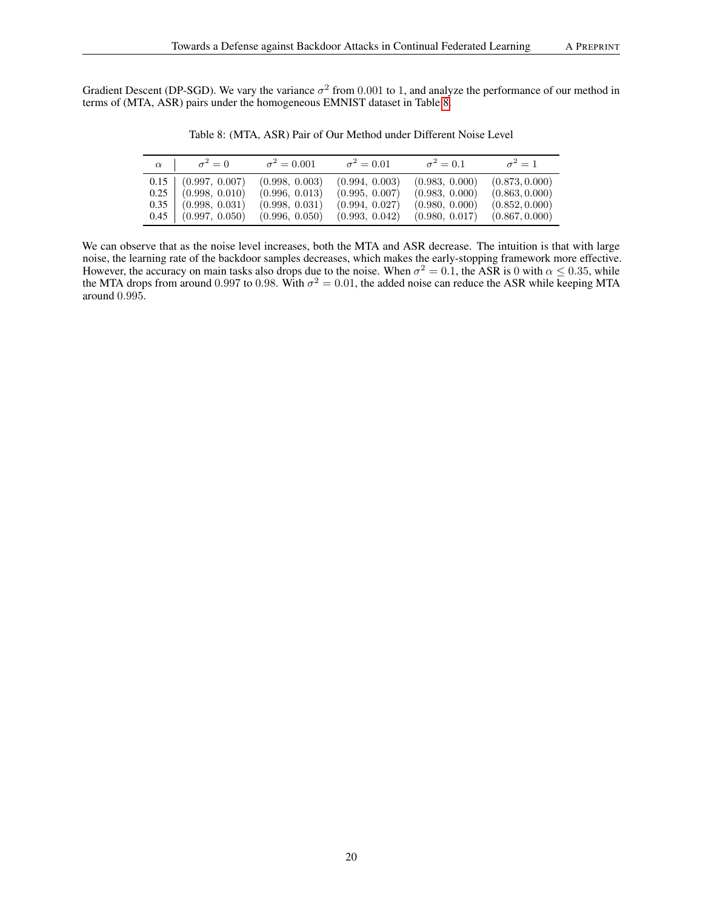Gradient Descent (DP-SGD). We vary the variance $\sigma^2$ from $0.001$ to $1$, and analyze the performance of our method in terms of (MTA, ASR) pairs under the homogeneous EMNIST dataset in Table 8.

Table 8: (MTA, ASR) Pair of Our Method under Different Noise Level

| $\alpha$ | $\sigma^2 = 0$ | $\sigma^2 = 0.001$ | $\sigma^2 = 0.01$ | $\sigma^2 = 0.1$ | $\sigma^2 = 1$ |
|---|---|---|---|---|---|
| 0.15 | $(0.997,\ 0.007)$ | $(0.998,\ 0.003)$ | $(0.994,\ 0.003)$ | $(0.983,\ 0.000)$ | $(0.873, 0.000)$ |
| 0.25 | $(0.998,\ 0.010)$ | $(0.996,\ 0.013)$ | $(0.995,\ 0.007)$ | $(0.983,\ 0.000)$ | $(0.863, 0.000)$ |
| 0.35 | $(0.998,\ 0.031)$ | $(0.998,\ 0.031)$ | $(0.994,\ 0.027)$ | $(0.980,\ 0.000)$ | $(0.852, 0.000)$ |
| 0.45 | $(0.997,\ 0.050)$ | $(0.996,\ 0.050)$ | $(0.993,\ 0.042)$ | $(0.980,\ 0.017)$ | $(0.867, 0.000)$ |

We can observe that as the noise level increases, both the MTA and ASR decrease. The intuition is that with large noise, the learning rate of the backdoor samples decreases, which makes the early-stopping framework more effective. However, the accuracy on main tasks also drops due to the noise. When $\sigma^2 = 0.1$, the ASR is $0$ with $\alpha \leq 0.35$, while the MTA drops from around $0.997$ to $0.98$. With $\sigma^2 = 0.01$, the added noise can reduce the ASR while keeping MTA around $0.995$.